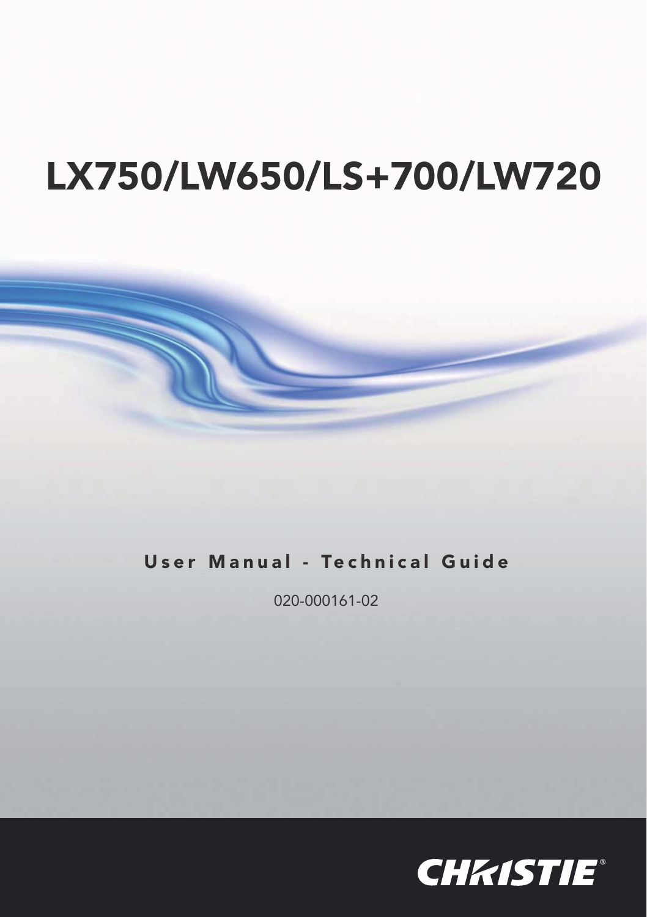# LX750/LW650/LS+700/LW720

## User Manual - Technical Guide

020-000161-02

CHRISTIE®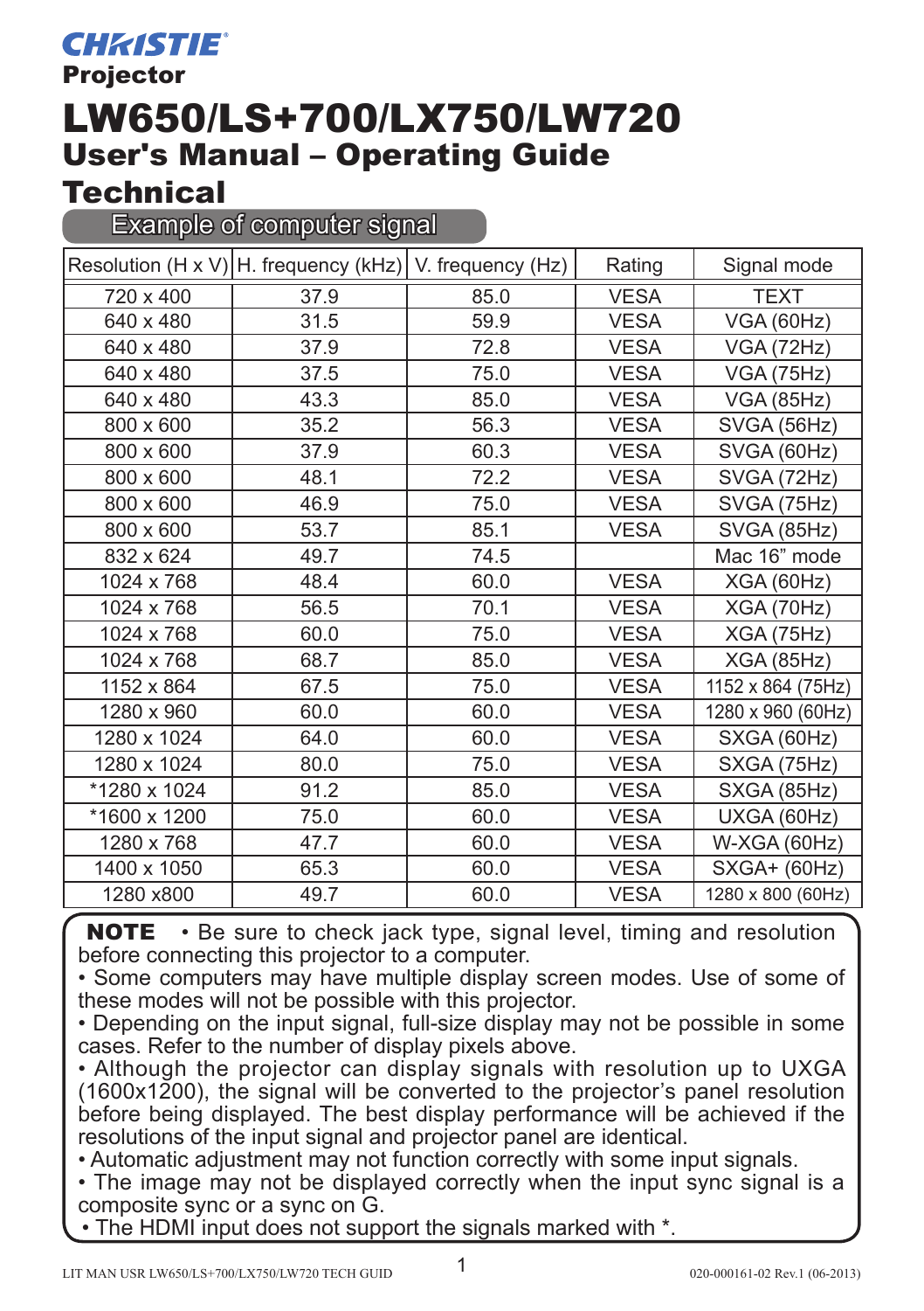# CHRISTIE

**Projector**

# LW650/LS+700/LX750/LW720

## User's Manual – Operating Guide

## Technical

### Example of computer signal

| Resolution (H x V) | H. frequency (kHz) | V. frequency (Hz) | Rating | Signal mode |
|---|---|---|---|---|
| 720 x 400 | 37.9 | 85.0 | VESA | TEXT |
| 640 x 480 | 31.5 | 59.9 | VESA | VGA (60Hz) |
| 640 x 480 | 37.9 | 72.8 | VESA | VGA (72Hz) |
| 640 x 480 | 37.5 | 75.0 | VESA | VGA (75Hz) |
| 640 x 480 | 43.3 | 85.0 | VESA | VGA (85Hz) |
| 800 x 600 | 35.2 | 56.3 | VESA | SVGA (56Hz) |
| 800 x 600 | 37.9 | 60.3 | VESA | SVGA (60Hz) |
| 800 x 600 | 48.1 | 72.2 | VESA | SVGA (72Hz) |
| 800 x 600 | 46.9 | 75.0 | VESA | SVGA (75Hz) |
| 800 x 600 | 53.7 | 85.1 | VESA | SVGA (85Hz) |
| 832 x 624 | 49.7 | 74.5 | | Mac 16" mode |
| 1024 x 768 | 48.4 | 60.0 | VESA | XGA (60Hz) |
| 1024 x 768 | 56.5 | 70.1 | VESA | XGA (70Hz) |
| 1024 x 768 | 60.0 | 75.0 | VESA | XGA (75Hz) |
| 1024 x 768 | 68.7 | 85.0 | VESA | XGA (85Hz) |
| 1152 x 864 | 67.5 | 75.0 | VESA | 1152 x 864 (75Hz) |
| 1280 x 960 | 60.0 | 60.0 | VESA | 1280 x 960 (60Hz) |
| 1280 x 1024 | 64.0 | 60.0 | VESA | SXGA (60Hz) |
| 1280 x 1024 | 80.0 | 75.0 | VESA | SXGA (75Hz) |
| *1280 x 1024 | 91.2 | 85.0 | VESA | SXGA (85Hz) |
| *1600 x 1200 | 75.0 | 60.0 | VESA | UXGA (60Hz) |
| 1280 x 768 | 47.7 | 60.0 | VESA | W-XGA (60Hz) |
| 1400 x 1050 | 65.3 | 60.0 | VESA | SXGA+ (60Hz) |
| 1280 x800 | 49.7 | 60.0 | VESA | 1280 x 800 (60Hz) |

**NOTE**
- Be sure to check jack type, signal level, timing and resolution before connecting this projector to a computer.
- Some computers may have multiple display screen modes. Use of some of these modes will not be possible with this projector.
- Depending on the input signal, full-size display may not be possible in some cases. Refer to the number of display pixels above.
- Although the projector can display signals with resolution up to UXGA (1600x1200), the signal will be converted to the projector's panel resolution before being displayed. The best display performance will be achieved if the resolutions of the input signal and projector panel are identical.
- Automatic adjustment may not function correctly with some input signals.
- The image may not be displayed correctly when the input sync signal is a composite sync or a sync on G.
- The HDMI input does not support the signals marked with *.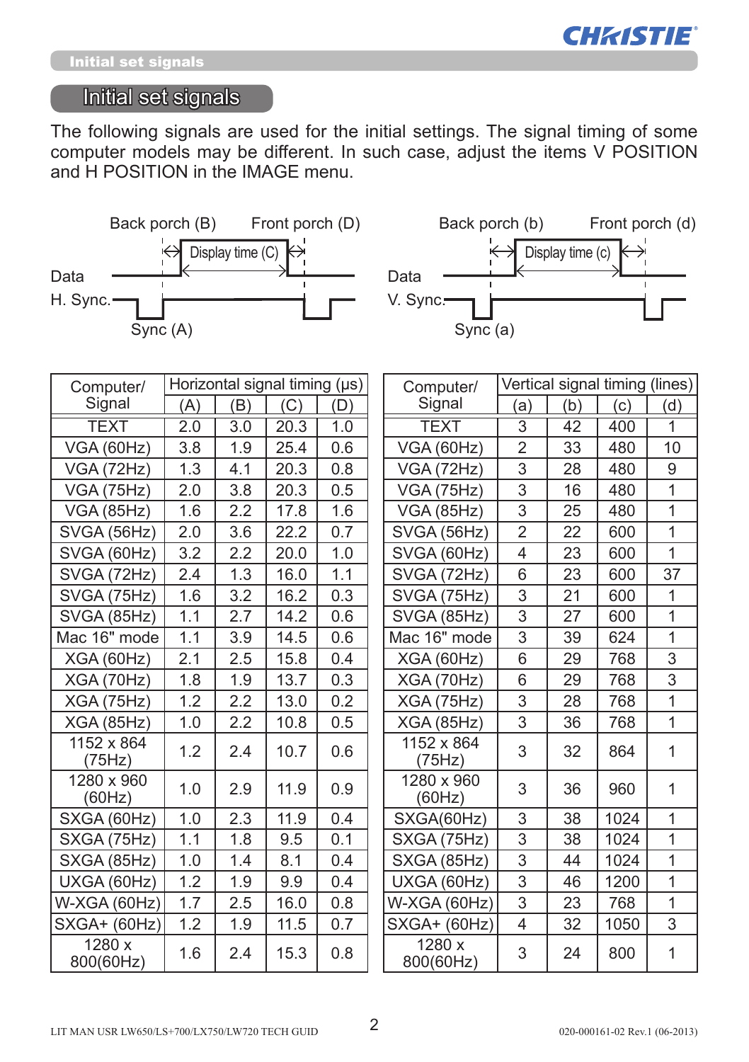# Initial set signals

The following signals are used for the initial settings. The signal timing of some computer models may be different. In such case, adjust the items V POSITION and H POSITION in the IMAGE menu.

Back porch (B) Front porch (D)

Display time (C)

Data

H. Sync.

Sync (A)

Back porch (b) Front porch (d)

Display time (c)

Data

V. Sync.

Sync (a)

| Computer/ Signal | Horizontal signal timing (μs) | | | |
|---|---|---|---|---|
| | (A) | (B) | (C) | (D) |
| TEXT | 2.0 | 3.0 | 20.3 | 1.0 |
| VGA (60Hz) | 3.8 | 1.9 | 25.4 | 0.6 |
| VGA (72Hz) | 1.3 | 4.1 | 20.3 | 0.8 |
| VGA (75Hz) | 2.0 | 3.8 | 20.3 | 0.5 |
| VGA (85Hz) | 1.6 | 2.2 | 17.8 | 1.6 |
| SVGA (56Hz) | 2.0 | 3.6 | 22.2 | 0.7 |
| SVGA (60Hz) | 3.2 | 2.2 | 20.0 | 1.0 |
| SVGA (72Hz) | 2.4 | 1.3 | 16.0 | 1.1 |
| SVGA (75Hz) | 1.6 | 3.2 | 16.2 | 0.3 |
| SVGA (85Hz) | 1.1 | 2.7 | 14.2 | 0.6 |
| Mac 16" mode | 1.1 | 3.9 | 14.5 | 0.6 |
| XGA (60Hz) | 2.1 | 2.5 | 15.8 | 0.4 |
| XGA (70Hz) | 1.8 | 1.9 | 13.7 | 0.3 |
| XGA (75Hz) | 1.2 | 2.2 | 13.0 | 0.2 |
| XGA (85Hz) | 1.0 | 2.2 | 10.8 | 0.5 |
| 1152 x 864 (75Hz) | 1.2 | 2.4 | 10.7 | 0.6 |
| 1280 x 960 (60Hz) | 1.0 | 2.9 | 11.9 | 0.9 |
| SXGA (60Hz) | 1.0 | 2.3 | 11.9 | 0.4 |
| SXGA (75Hz) | 1.1 | 1.8 | 9.5 | 0.1 |
| SXGA (85Hz) | 1.0 | 1.4 | 8.1 | 0.4 |
| UXGA (60Hz) | 1.2 | 1.9 | 9.9 | 0.4 |
| W-XGA (60Hz) | 1.7 | 2.5 | 16.0 | 0.8 |
| SXGA+ (60Hz) | 1.2 | 1.9 | 11.5 | 0.7 |
| 1280 x 800(60Hz) | 1.6 | 2.4 | 15.3 | 0.8 |

| Computer/ Signal | Vertical signal timing (lines) | | | |
|---|---|---|---|---|
| | (a) | (b) | (c) | (d) |
| TEXT | 3 | 42 | 400 | 1 |
| VGA (60Hz) | 2 | 33 | 480 | 10 |
| VGA (72Hz) | 3 | 28 | 480 | 9 |
| VGA (75Hz) | 3 | 16 | 480 | 1 |
| VGA (85Hz) | 3 | 25 | 480 | 1 |
| SVGA (56Hz) | 2 | 22 | 600 | 1 |
| SVGA (60Hz) | 4 | 23 | 600 | 1 |
| SVGA (72Hz) | 6 | 23 | 600 | 37 |
| SVGA (75Hz) | 3 | 21 | 600 | 1 |
| SVGA (85Hz) | 3 | 27 | 600 | 1 |
| Mac 16" mode | 3 | 39 | 624 | 1 |
| XGA (60Hz) | 6 | 29 | 768 | 3 |
| XGA (70Hz) | 6 | 29 | 768 | 3 |
| XGA (75Hz) | 3 | 28 | 768 | 1 |
| XGA (85Hz) | 3 | 36 | 768 | 1 |
| 1152 x 864 (75Hz) | 3 | 32 | 864 | 1 |
| 1280 x 960 (60Hz) | 3 | 36 | 960 | 1 |
| SXGA(60Hz) | 3 | 38 | 1024 | 1 |
| SXGA (75Hz) | 3 | 38 | 1024 | 1 |
| SXGA (85Hz) | 3 | 44 | 1024 | 1 |
| UXGA (60Hz) | 3 | 46 | 1200 | 1 |
| W-XGA (60Hz) | 3 | 23 | 768 | 1 |
| SXGA+ (60Hz) | 4 | 32 | 1050 | 3 |
| 1280 x 800(60Hz) | 3 | 24 | 800 | 1 |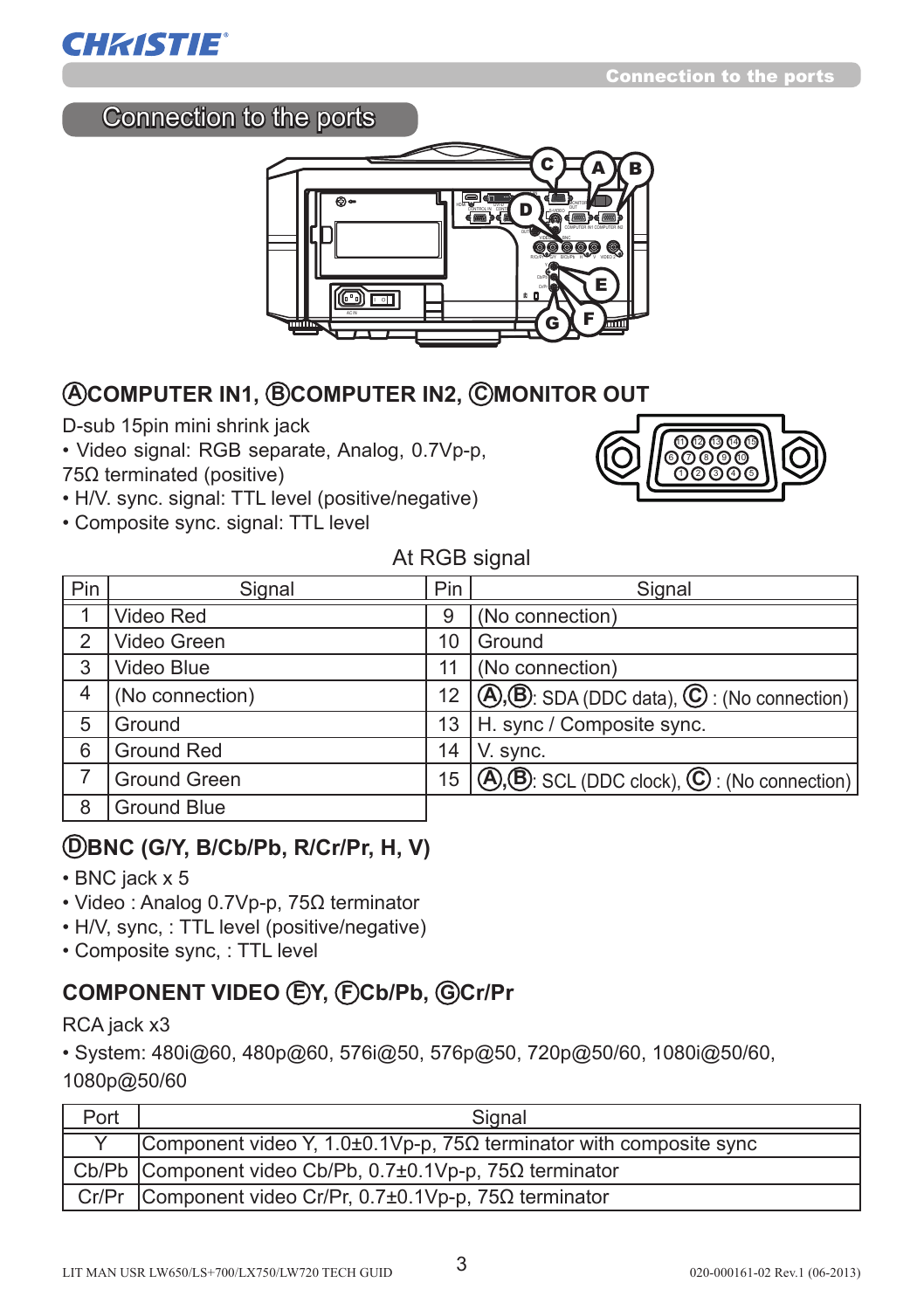# Connection to the ports

## ⒶCOMPUTER IN1, ⒷCOMPUTER IN2, ⒸMONITOR OUT

D-sub 15pin mini shrink jack

- Video signal: RGB separate, Analog, 0.7Vp-p, 75Ω terminated (positive)
- H/V. sync. signal: TTL level (positive/negative)
- Composite sync. signal: TTL level

At RGB signal

| Pin | Signal | Pin | Signal |
|---|---|---|---|
| 1 | Video Red | 9 | (No connection) |
| 2 | Video Green | 10 | Ground |
| 3 | Video Blue | 11 | (No connection) |
| 4 | (No connection) | 12 | Ⓐ,Ⓑ: SDA (DDC data), Ⓒ : (No connection) |
| 5 | Ground | 13 | H. sync / Composite sync. |
| 6 | Ground Red | 14 | V. sync. |
| 7 | Ground Green | 15 | Ⓐ,Ⓑ: SCL (DDC clock), Ⓒ : (No connection) |
| 8 | Ground Blue | | |

## ⒹBNC (G/Y, B/Cb/Pb, R/Cr/Pr, H, V)

- BNC jack x 5
- Video : Analog 0.7Vp-p, 75Ω terminator
- H/V, sync, : TTL level (positive/negative)
- Composite sync, : TTL level

## COMPONENT VIDEO ⒺY, ⒻCb/Pb, ⒼCr/Pr

RCA jack x3

- System: 480i@60, 480p@60, 576i@50, 576p@50, 720p@50/60, 1080i@50/60, 1080p@50/60

| Port | Signal |
|---|---|
| Y | Component video Y, 1.0±0.1Vp-p, 75Ω terminator with composite sync |
| Cb/Pb | Component video Cb/Pb, 0.7±0.1Vp-p, 75Ω terminator |
| Cr/Pr | Component video Cr/Pr, 0.7±0.1Vp-p, 75Ω terminator |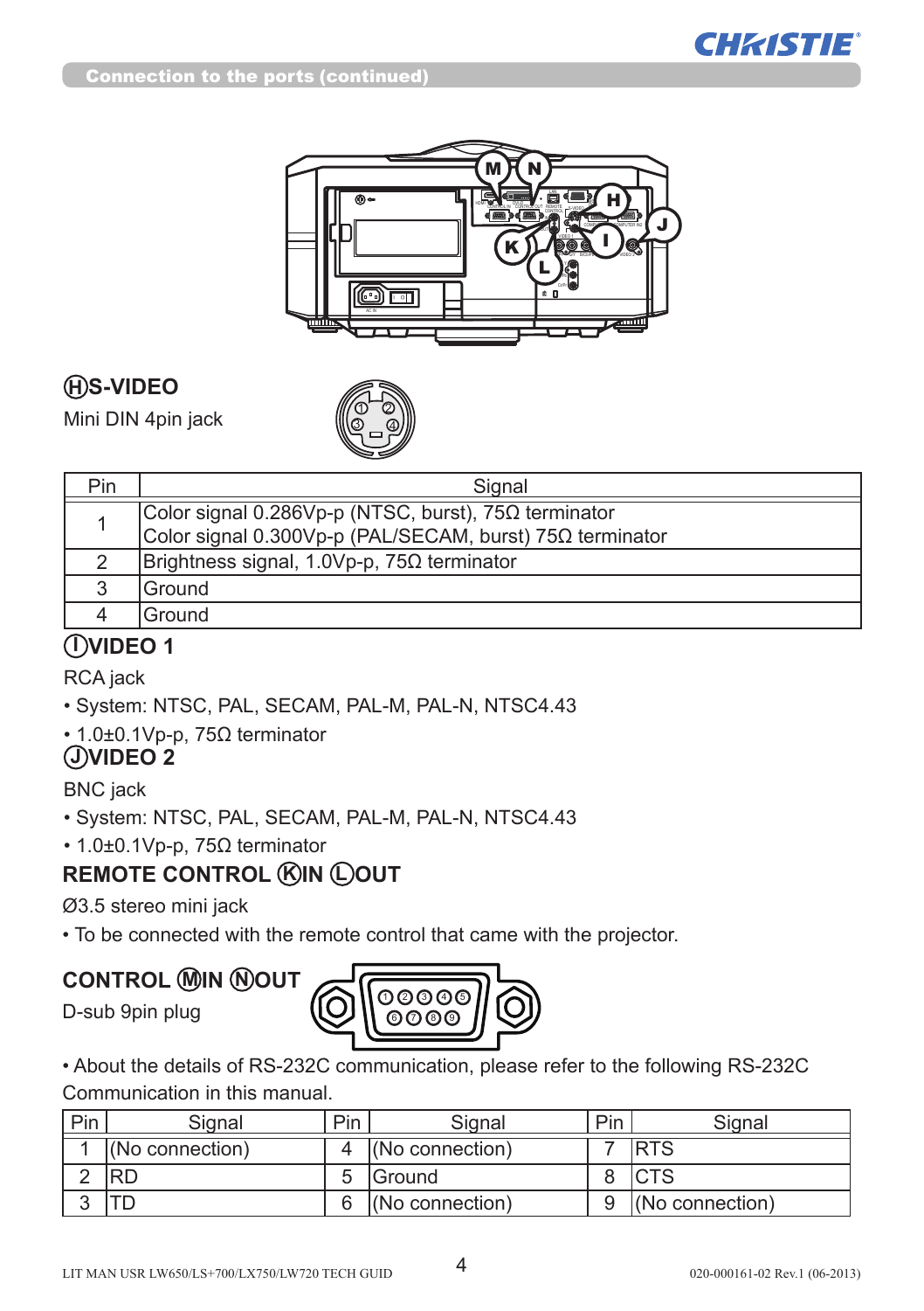## Connection to the ports (continued)

### Ⓗ S-VIDEO

Mini DIN 4pin jack

| Pin | Signal |
|---|---|
| 1 | Color signal 0.286Vp-p (NTSC, burst), 75Ω terminator<br>Color signal 0.300Vp-p (PAL/SECAM, burst) 75Ω terminator |
| 2 | Brightness signal, 1.0Vp-p, 75Ω terminator |
| 3 | Ground |
| 4 | Ground |

### Ⓘ VIDEO 1

RCA jack

- System: NTSC, PAL, SECAM, PAL-M, PAL-N, NTSC4.43
- 1.0±0.1Vp-p, 75Ω terminator

### Ⓙ VIDEO 2

BNC jack

- System: NTSC, PAL, SECAM, PAL-M, PAL-N, NTSC4.43
- 1.0±0.1Vp-p, 75Ω terminator

### REMOTE CONTROL Ⓚ IN Ⓛ OUT

Ø3.5 stereo mini jack

- To be connected with the remote control that came with the projector.

### CONTROL Ⓜ IN Ⓝ OUT

D-sub 9pin plug

- About the details of RS-232C communication, please refer to the following RS-232C Communication in this manual.

| Pin | Signal | Pin | Signal | Pin | Signal |
|---|---|---|---|---|---|
| 1 | (No connection) | 4 | (No connection) | 7 | RTS |
| 2 | RD | 5 | Ground | 8 | CTS |
| 3 | TD | 6 | (No connection) | 9 | (No connection) |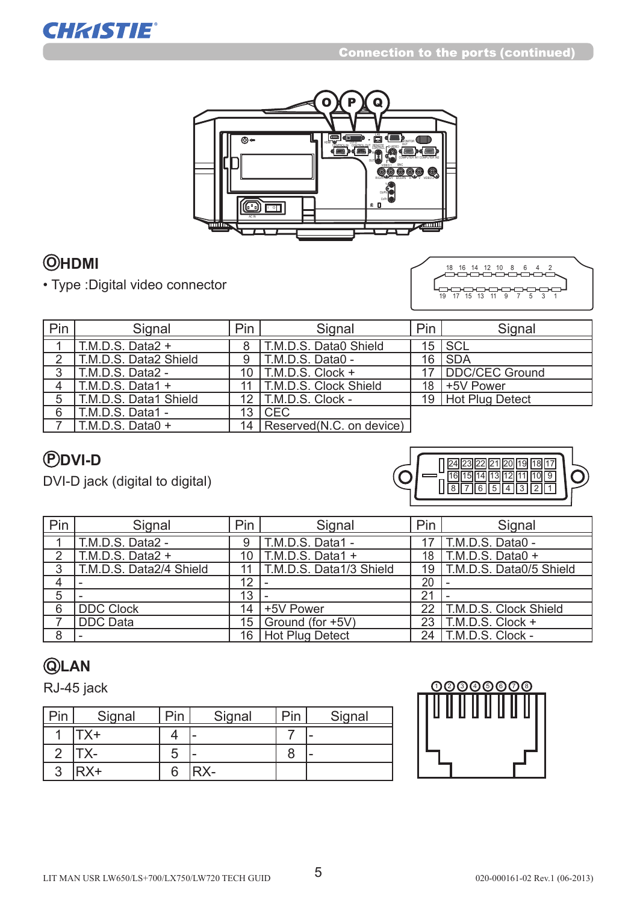## Connection to the ports (continued)

### Ⓞ HDMI

• Type :Digital video connector

| Pin | Signal | Pin | Signal | Pin | Signal |
|---|---|---|---|---|---|
| 1 | T.M.D.S. Data2 + | 8 | T.M.D.S. Data0 Shield | 15 | SCL |
| 2 | T.M.D.S. Data2 Shield | 9 | T.M.D.S. Data0 - | 16 | SDA |
| 3 | T.M.D.S. Data2 - | 10 | T.M.D.S. Clock + | 17 | DDC/CEC Ground |
| 4 | T.M.D.S. Data1 + | 11 | T.M.D.S. Clock Shield | 18 | +5V Power |
| 5 | T.M.D.S. Data1 Shield | 12 | T.M.D.S. Clock - | 19 | Hot Plug Detect |
| 6 | T.M.D.S. Data1 - | 13 | CEC | | |
| 7 | T.M.D.S. Data0 + | 14 | Reserved(N.C. on device) | | |

### Ⓟ DVI-D

DVI-D jack (digital to digital)

| Pin | Signal | Pin | Signal | Pin | Signal |
|---|---|---|---|---|---|
| 1 | T.M.D.S. Data2 - | 9 | T.M.D.S. Data1 - | 17 | T.M.D.S. Data0 - |
| 2 | T.M.D.S. Data2 + | 10 | T.M.D.S. Data1 + | 18 | T.M.D.S. Data0 + |
| 3 | T.M.D.S. Data2/4 Shield | 11 | T.M.D.S. Data1/3 Shield | 19 | T.M.D.S. Data0/5 Shield |
| 4 | - | 12 | - | 20 | - |
| 5 | - | 13 | - | 21 | - |
| 6 | DDC Clock | 14 | +5V Power | 22 | T.M.D.S. Clock Shield |
| 7 | DDC Data | 15 | Ground (for +5V) | 23 | T.M.D.S. Clock + |
| 8 | - | 16 | Hot Plug Detect | 24 | T.M.D.S. Clock - |

### Ⓠ LAN

RJ-45 jack

| Pin | Signal | Pin | Signal | Pin | Signal |
|---|---|---|---|---|---|
| 1 | TX+ | 4 | - | 7 | - |
| 2 | TX- | 5 | - | 8 | - |
| 3 | RX+ | 6 | RX- | | |

LIT MAN USR LW650/LS+700/LX750/LW720 TECH GUID

020-000161-02 Rev.1 (06-2013)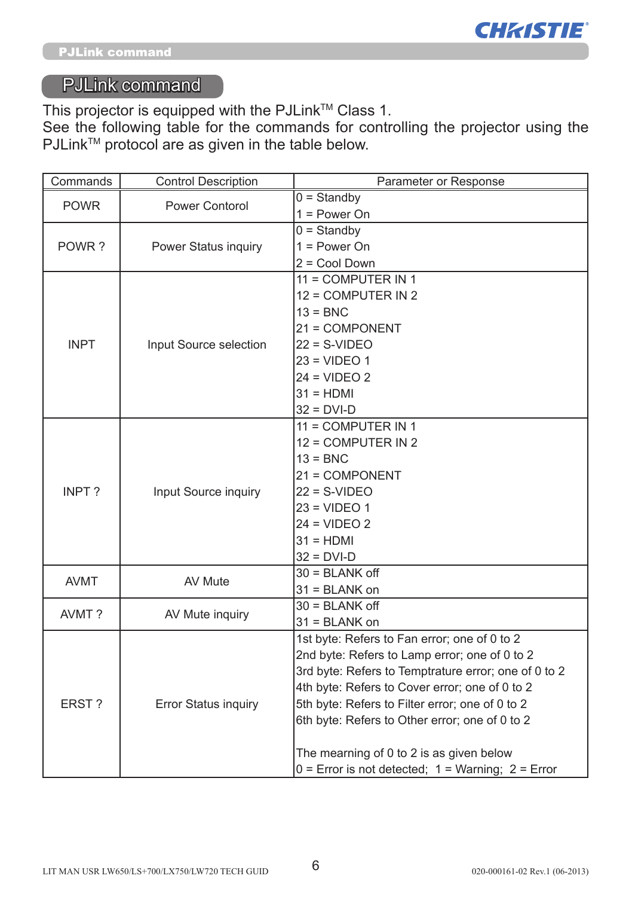# PJLink command

This projector is equipped with the PJLink™ Class 1.
See the following table for the commands for controlling the projector using the PJLink™ protocol are as given in the table below.

| Commands | Control Description | Parameter or Response |
|---|---|---|
| POWR | Power Contorol | 0 = Standby<br>1 = Power On |
| POWR ? | Power Status inquiry | 0 = Standby<br>1 = Power On<br>2 = Cool Down |
| INPT | Input Source selection | 11 = COMPUTER IN 1<br>12 = COMPUTER IN 2<br>13 = BNC<br>21 = COMPONENT<br>22 = S-VIDEO<br>23 = VIDEO 1<br>24 = VIDEO 2<br>31 = HDMI<br>32 = DVI-D |
| INPT ? | Input Source inquiry | 11 = COMPUTER IN 1<br>12 = COMPUTER IN 2<br>13 = BNC<br>21 = COMPONENT<br>22 = S-VIDEO<br>23 = VIDEO 1<br>24 = VIDEO 2<br>31 = HDMI<br>32 = DVI-D |
| AVMT | AV Mute | 30 = BLANK off<br>31 = BLANK on |
| AVMT ? | AV Mute inquiry | 30 = BLANK off<br>31 = BLANK on |
| ERST ? | Error Status inquiry | 1st byte: Refers to Fan error; one of 0 to 2<br>2nd byte: Refers to Lamp error; one of 0 to 2<br>3rd byte: Refers to Temptrature error; one of 0 to 2<br>4th byte: Refers to Cover error; one of 0 to 2<br>5th byte: Refers to Filter error; one of 0 to 2<br>6th byte: Refers to Other error; one of 0 to 2<br><br>The mearning of 0 to 2 is as given below<br>0 = Error is not detected; 1 = Warning; 2 = Error |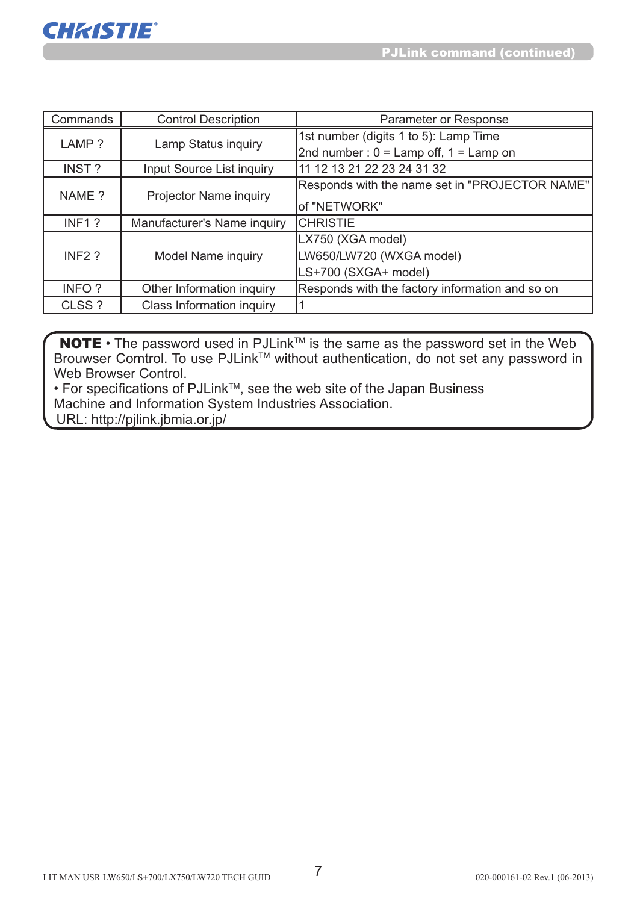| Commands | Control Description | Parameter or Response |
| --- | --- | --- |
| LAMP ? | Lamp Status inquiry | 1st number (digits 1 to 5): Lamp Time<br>2nd number : 0 = Lamp off, 1 = Lamp on |
| INST ? | Input Source List inquiry | 11 12 13 21 22 23 24 31 32 |
| NAME ? | Projector Name inquiry | Responds with the name set in "PROJECTOR NAME" of "NETWORK" |
| INF1 ? | Manufacturer's Name inquiry | CHRISTIE |
| INF2 ? | Model Name inquiry | LX750 (XGA model)<br>LW650/LW720 (WXGA model)<br>LS+700 (SXGA+ model) |
| INFO ? | Other Information inquiry | Responds with the factory information and so on |
| CLSS ? | Class Information inquiry | 1 |

**NOTE** • The password used in PJLink™ is the same as the password set in the Web Brouwser Comtrol. To use PJLink™ without authentication, do not set any password in Web Browser Control.
• For specifications of PJLink™, see the web site of the Japan Business Machine and Information System Industries Association.
URL: http://pjlink.jbmia.or.jp/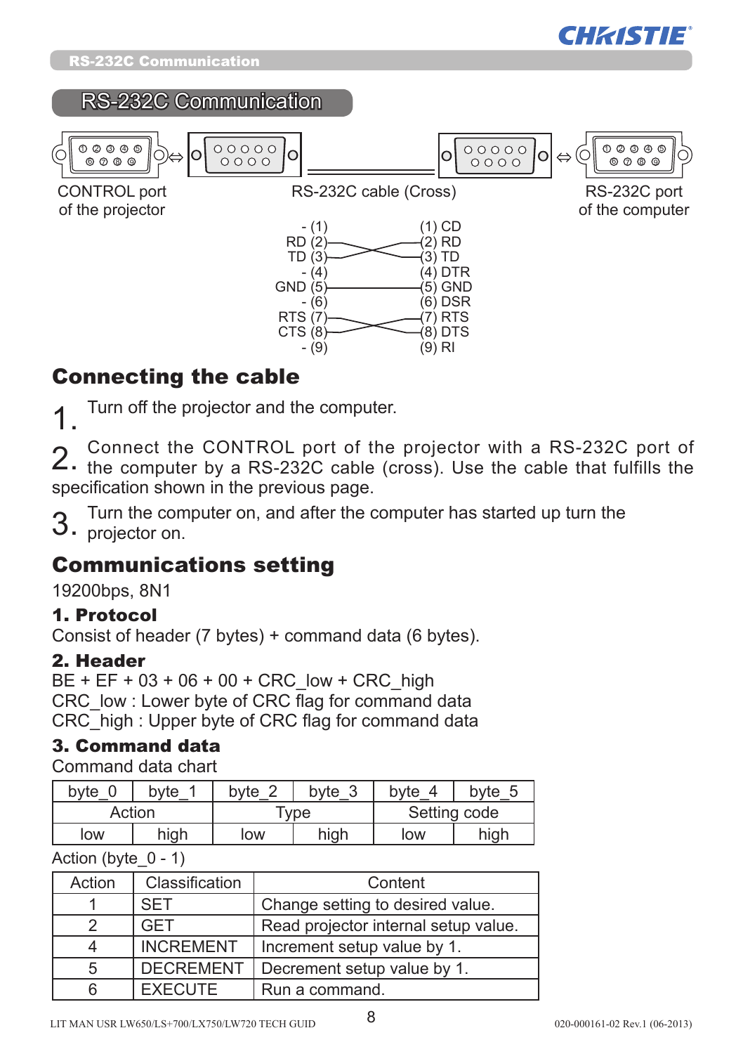# RS-232C Communication

CONTROL port of the projector ⇔ RS-232C cable (Cross) ⇔ RS-232C port of the computer

| Projector | Computer |
|---|---|
| - (1) | (1) CD |
| RD (2) | (2) RD |
| TD (3) | (3) TD |
| - (4) | (4) DTR |
| GND (5) | (5) GND |
| - (6) | (6) DSR |
| RTS (7) | (7) RTS |
| CTS (8) | (8) DTS |
| - (9) | (9) RI |

## Connecting the cable

1. Turn off the projector and the computer.
2. Connect the CONTROL port of the projector with a RS-232C port of the computer by a RS-232C cable (cross). Use the cable that fulfills the specification shown in the previous page.
3. Turn the computer on, and after the computer has started up turn the projector on.

## Communications setting

19200bps, 8N1

### 1. Protocol

Consist of header (7 bytes) + command data (6 bytes).

### 2. Header

BE + EF + 03 + 06 + 00 + CRC_low + CRC_high

CRC_low : Lower byte of CRC flag for command data

CRC_high : Upper byte of CRC flag for command data

### 3. Command data

Command data chart

| byte_0 | byte_1 | byte_2 | byte_3 | byte_4 | byte_5 |
|---|---|---|---|---|---|
| Action | | Type | | Setting code | |
| low | high | low | high | low | high |

Action (byte_0 - 1)

| Action | Classification | Content |
|---|---|---|
| 1 | SET | Change setting to desired value. |
| 2 | GET | Read projector internal setup value. |
| 4 | INCREMENT | Increment setup value by 1. |
| 5 | DECREMENT | Decrement setup value by 1. |
| 6 | EXECUTE | Run a command. |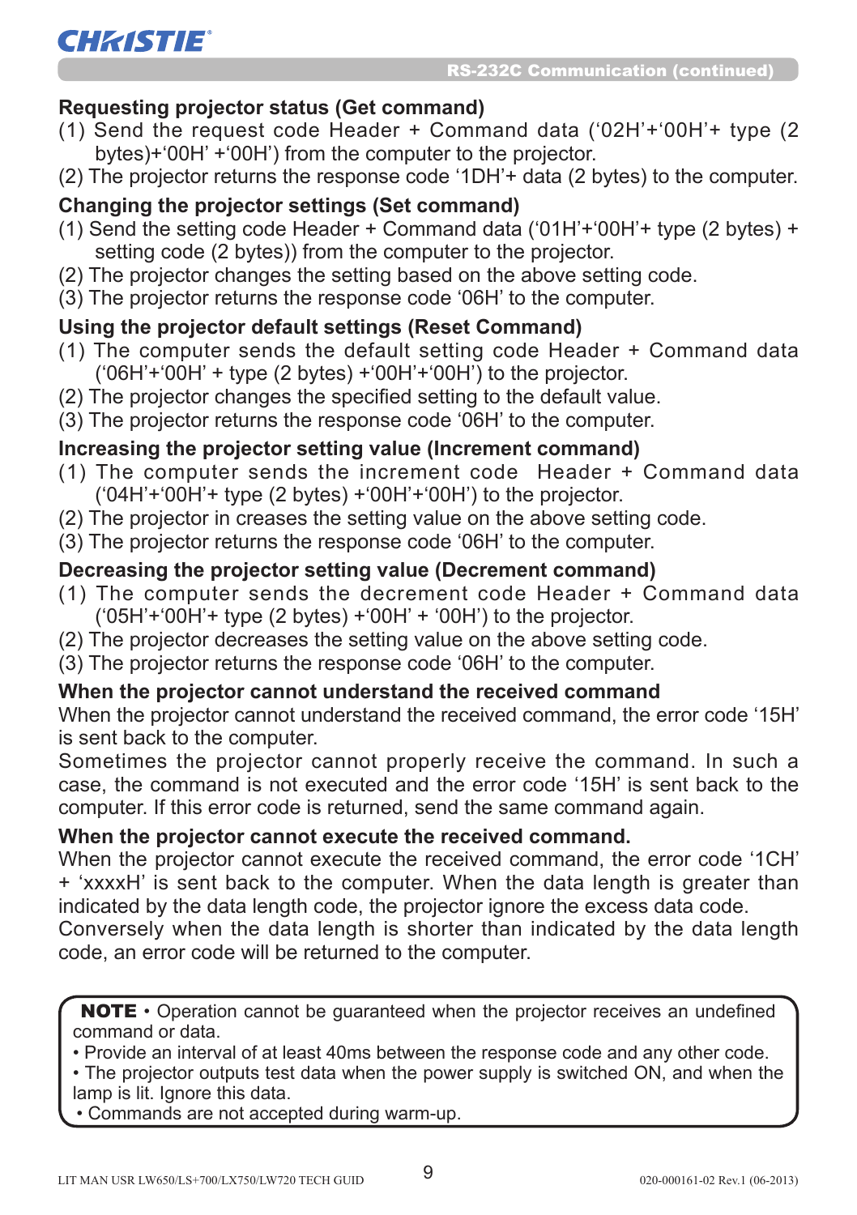### Requesting projector status (Get command)

(1) Send the request code Header + Command data (‘02H’+‘00H’+ type (2 bytes)+‘00H’ +‘00H’) from the computer to the projector.
(2) The projector returns the response code ‘1DH’+ data (2 bytes) to the computer.

### Changing the projector settings (Set command)

(1) Send the setting code Header + Command data (‘01H’+‘00H’+ type (2 bytes) + setting code (2 bytes)) from the computer to the projector.
(2) The projector changes the setting based on the above setting code.
(3) The projector returns the response code ‘06H’ to the computer.

### Using the projector default settings (Reset Command)

(1) The computer sends the default setting code Header + Command data (‘06H’+‘00H’ + type (2 bytes) +‘00H’+‘00H’) to the projector.
(2) The projector changes the specified setting to the default value.
(3) The projector returns the response code ‘06H’ to the computer.

### Increasing the projector setting value (Increment command)

(1) The computer sends the increment code Header + Command data (‘04H’+‘00H’+ type (2 bytes) +‘00H’+‘00H’) to the projector.
(2) The projector in creases the setting value on the above setting code.
(3) The projector returns the response code ‘06H’ to the computer.

### Decreasing the projector setting value (Decrement command)

(1) The computer sends the decrement code Header + Command data (‘05H’+‘00H’+ type (2 bytes) +‘00H’ + ‘00H’) to the projector.
(2) The projector decreases the setting value on the above setting code.
(3) The projector returns the response code ‘06H’ to the computer.

### When the projector cannot understand the received command

When the projector cannot understand the received command, the error code ‘15H’ is sent back to the computer.

Sometimes the projector cannot properly receive the command. In such a case, the command is not executed and the error code ‘15H’ is sent back to the computer. If this error code is returned, send the same command again.

### When the projector cannot execute the received command.

When the projector cannot execute the received command, the error code ‘1CH’ + ‘xxxxH’ is sent back to the computer. When the data length is greater than indicated by the data length code, the projector ignore the excess data code.

Conversely when the data length is shorter than indicated by the data length code, an error code will be returned to the computer.

**NOTE** • Operation cannot be guaranteed when the projector receives an undefined command or data.
• Provide an interval of at least 40ms between the response code and any other code.
• The projector outputs test data when the power supply is switched ON, and when the lamp is lit. Ignore this data.
• Commands are not accepted during warm-up.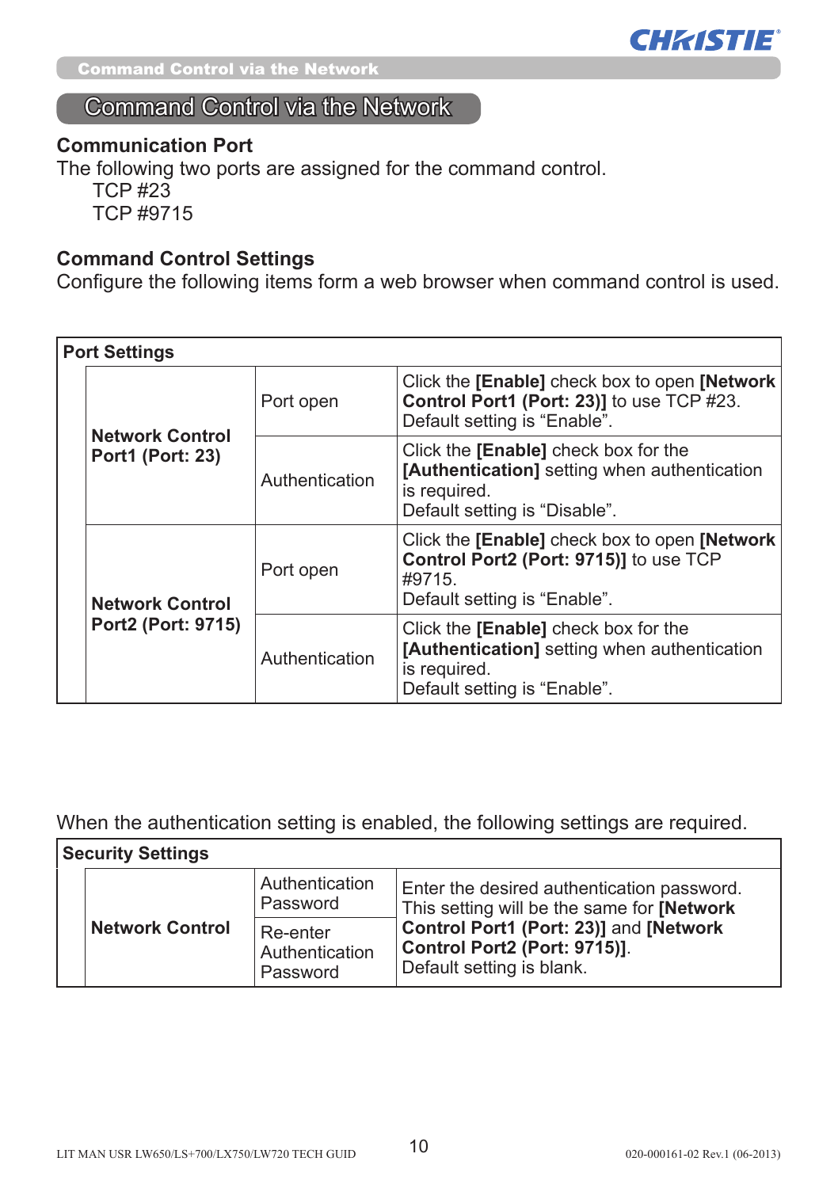# Command Control via the Network

### Communication Port

The following two ports are assigned for the command control.

TCP #23
TCP #9715

### Command Control Settings

Configure the following items form a web browser when command control is used.

| Port Settings | | |
|---|---|---|
| **Network Control Port1 (Port: 23)** | Port open | Click the **[Enable]** check box to open **[Network Control Port1 (Port: 23)]** to use TCP #23. Default setting is "Enable". |
| | Authentication | Click the **[Enable]** check box for the **[Authentication]** setting when authentication is required. Default setting is "Disable". |
| **Network Control Port2 (Port: 9715)** | Port open | Click the **[Enable]** check box to open **[Network Control Port2 (Port: 9715)]** to use TCP #9715. Default setting is "Enable". |
| | Authentication | Click the **[Enable]** check box for the **[Authentication]** setting when authentication is required. Default setting is "Enable". |

When the authentication setting is enabled, the following settings are required.

| Security Settings | | |
|---|---|---|
| **Network Control** | Authentication Password | Enter the desired authentication password. This setting will be the same for **[Network Control Port1 (Port: 23)]** and **[Network Control Port2 (Port: 9715)]**. Default setting is blank. |
| | Re-enter Authentication Password | |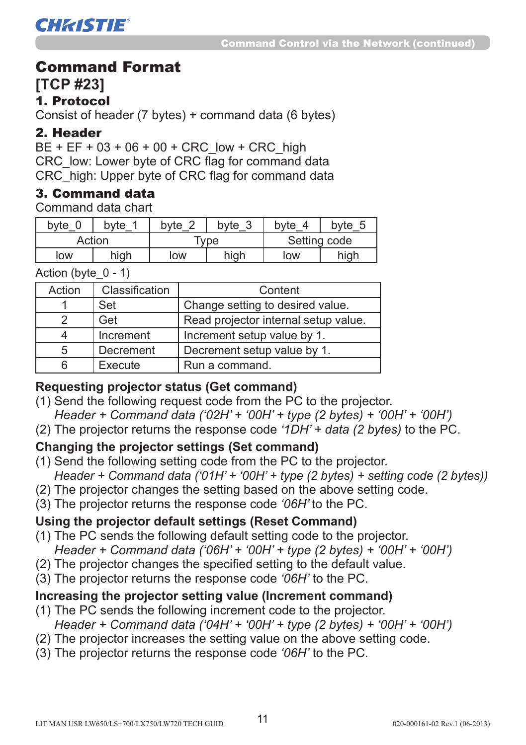# Command Format

## [TCP #23]

### 1. Protocol

Consist of header (7 bytes) + command data (6 bytes)

### 2. Header

BE + EF + 03 + 06 + 00 + CRC_low + CRC_high
CRC_low: Lower byte of CRC flag for command data
CRC_high: Upper byte of CRC flag for command data

### 3. Command data

Command data chart

| byte_0 | byte_1 | byte_2 | byte_3 | byte_4 | byte_5 |
|---|---|---|---|---|---|
| Action | | Type | | Setting code | |
| low | high | low | high | low | high |

Action (byte_0 - 1)

| Action | Classification | Content |
|---|---|---|
| 1 | Set | Change setting to desired value. |
| 2 | Get | Read projector internal setup value. |
| 4 | Increment | Increment setup value by 1. |
| 5 | Decrement | Decrement setup value by 1. |
| 6 | Execute | Run a command. |

**Requesting projector status (Get command)**

(1) Send the following request code from the PC to the projector.
*Header + Command data ('02H' + '00H' + type (2 bytes) + '00H' + '00H')*
(2) The projector returns the response code *'1DH' + data (2 bytes)* to the PC.

**Changing the projector settings (Set command)**

(1) Send the following setting code from the PC to the projector.
*Header + Command data ('01H' + '00H' + type (2 bytes) + setting code (2 bytes))*
(2) The projector changes the setting based on the above setting code.
(3) The projector returns the response code *'06H'* to the PC.

**Using the projector default settings (Reset Command)**

(1) The PC sends the following default setting code to the projector.
*Header + Command data ('06H' + '00H' + type (2 bytes) + '00H' + '00H')*
(2) The projector changes the specified setting to the default value.
(3) The projector returns the response code *'06H'* to the PC.

**Increasing the projector setting value (Increment command)**

(1) The PC sends the following increment code to the projector.
*Header + Command data ('04H' + '00H' + type (2 bytes) + '00H' + '00H')*
(2) The projector increases the setting value on the above setting code.
(3) The projector returns the response code *'06H'* to the PC.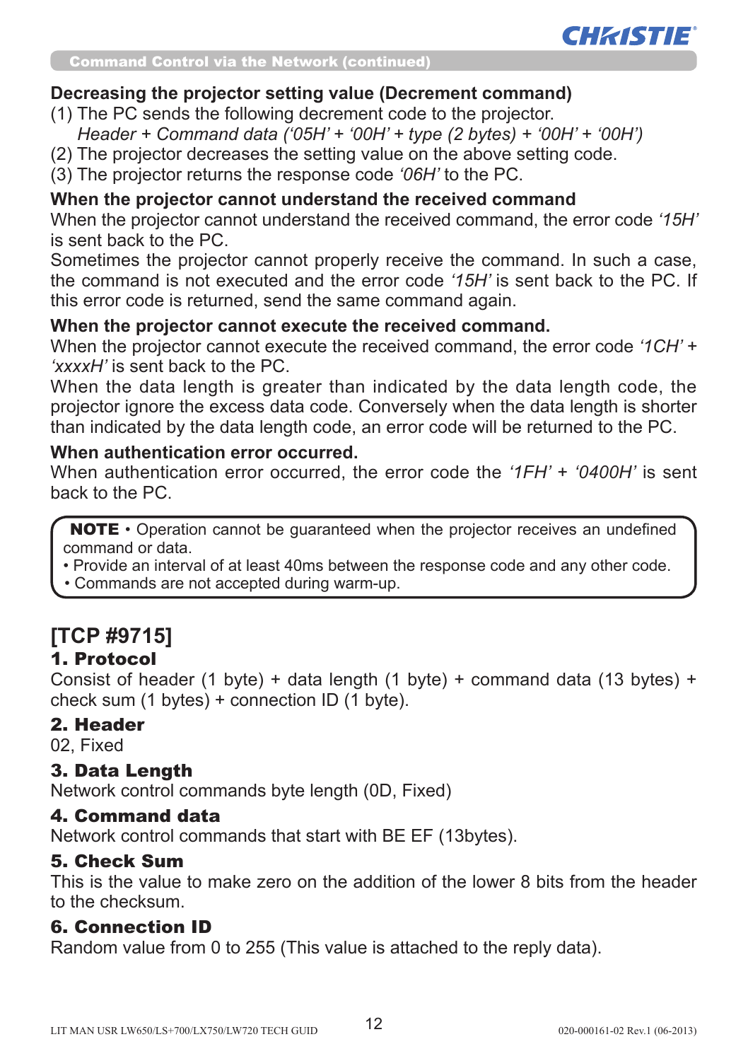**Command Control via the Network (continued)**

### Decreasing the projector setting value (Decrement command)

(1) The PC sends the following decrement code to the projector.
*Header + Command data (‘05H’ + ‘00H’ + type (2 bytes) + ‘00H’ + ‘00H’)*
(2) The projector decreases the setting value on the above setting code.
(3) The projector returns the response code *‘06H’* to the PC.

### When the projector cannot understand the received command

When the projector cannot understand the received command, the error code *‘15H’* is sent back to the PC.

Sometimes the projector cannot properly receive the command. In such a case, the command is not executed and the error code *‘15H’* is sent back to the PC. If this error code is returned, send the same command again.

### When the projector cannot execute the received command.

When the projector cannot execute the received command, the error code *‘1CH’* + *‘xxxxH’* is sent back to the PC.

When the data length is greater than indicated by the data length code, the projector ignore the excess data code. Conversely when the data length is shorter than indicated by the data length code, an error code will be returned to the PC.

### When authentication error occurred.

When authentication error occurred, the error code the *‘1FH’* + *‘0400H’* is sent back to the PC.

> **NOTE** • Operation cannot be guaranteed when the projector receives an undefined command or data.
> • Provide an interval of at least 40ms between the response code and any other code.
> • Commands are not accepted during warm-up.

## [TCP #9715]

### 1. Protocol

Consist of header (1 byte) + data length (1 byte) + command data (13 bytes) + check sum (1 bytes) + connection ID (1 byte).

### 2. Header

02, Fixed

### 3. Data Length

Network control commands byte length (0D, Fixed)

### 4. Command data

Network control commands that start with BE EF (13bytes).

### 5. Check Sum

This is the value to make zero on the addition of the lower 8 bits from the header to the checksum.

### 6. Connection ID

Random value from 0 to 255 (This value is attached to the reply data).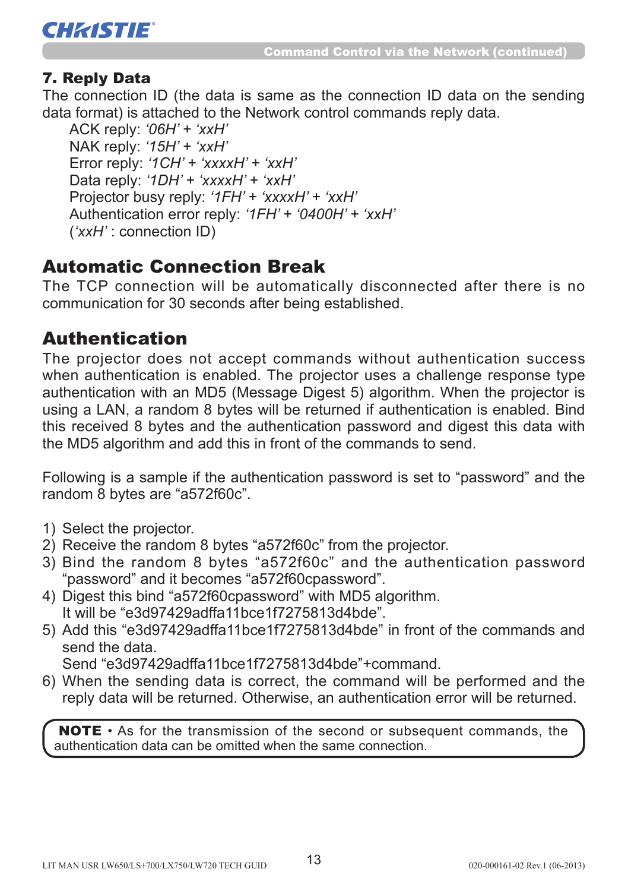### 7. Reply Data

The connection ID (the data is same as the connection ID data on the sending data format) is attached to the Network control commands reply data.

ACK reply: *'06H'* + *'xxH'*
NAK reply: *'15H'* + *'xxH'*
Error reply: *'1CH'* + *'xxxxH'* + *'xxH'*
Data reply: *'1DH'* + *'xxxxH'* + *'xxH'*
Projector busy reply: *'1FH'* + *'xxxxH'* + *'xxH'*
Authentication error reply: *'1FH'* + *'0400H'* + *'xxH'*
(*'xxH'* : connection ID)

## Automatic Connection Break

The TCP connection will be automatically disconnected after there is no communication for 30 seconds after being established.

## Authentication

The projector does not accept commands without authentication success when authentication is enabled. The projector uses a challenge response type authentication with an MD5 (Message Digest 5) algorithm. When the projector is using a LAN, a random 8 bytes will be returned if authentication is enabled. Bind this received 8 bytes and the authentication password and digest this data with the MD5 algorithm and add this in front of the commands to send.

Following is a sample if the authentication password is set to "password" and the random 8 bytes are "a572f60c".

1) Select the projector.
2) Receive the random 8 bytes "a572f60c" from the projector.
3) Bind the random 8 bytes "a572f60c" and the authentication password "password" and it becomes "a572f60cpassword".
4) Digest this bind "a572f60cpassword" with MD5 algorithm.
   It will be "e3d97429adffa11bce1f7275813d4bde".
5) Add this "e3d97429adffa11bce1f7275813d4bde" in front of the commands and send the data.
   Send "e3d97429adffa11bce1f7275813d4bde"+command.
6) When the sending data is correct, the command will be performed and the reply data will be returned. Otherwise, an authentication error will be returned.

**NOTE** • As for the transmission of the second or subsequent commands, the authentication data can be omitted when the same connection.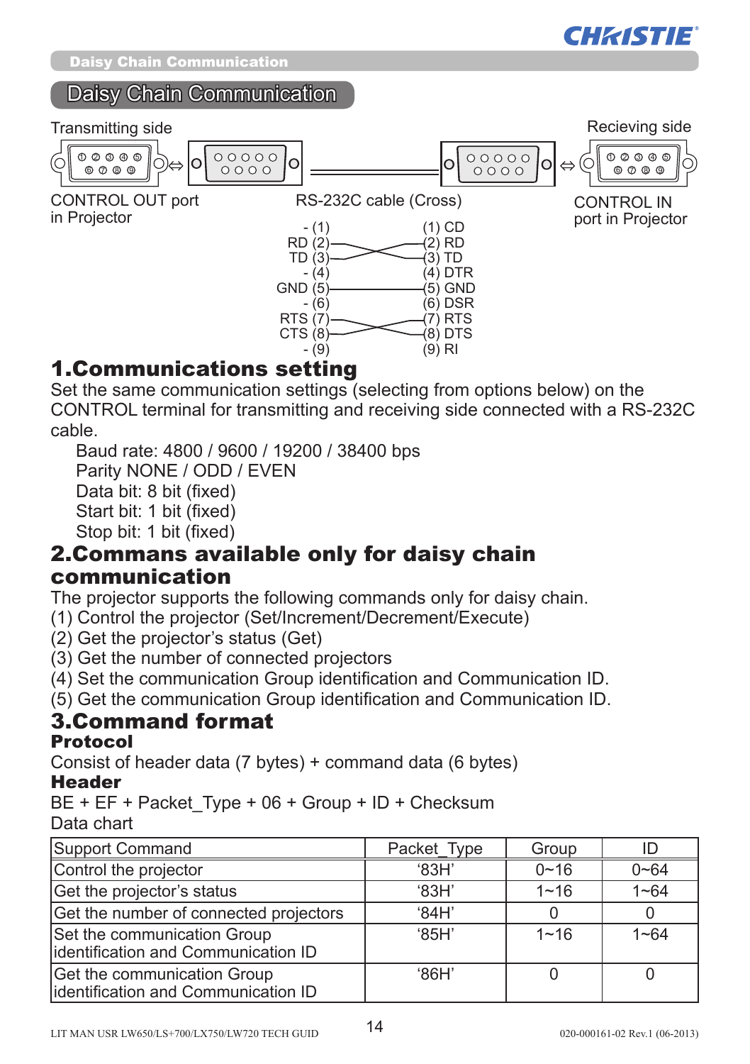## Daisy Chain Communication

Transmitting side

Recieving side

CONTROL OUT port in Projector

RS-232C cable (Cross)

CONTROL IN port in Projector

| Transmitting side | Receiving side |
|---|---|
| - (1) | (1) CD |
| RD (2) | (2) RD |
| TD (3) | (3) TD |
| - (4) | (4) DTR |
| GND (5) | (5) GND |
| - (6) | (6) DSR |
| RTS (7) | (7) RTS |
| CTS (8) | (8) DTS |
| - (9) | (9) RI |

# 1.Communications setting

Set the same communication settings (selecting from options below) on the CONTROL terminal for transmitting and receiving side connected with a RS-232C cable.

Baud rate: 4800 / 9600 / 19200 / 38400 bps
Parity NONE / ODD / EVEN
Data bit: 8 bit (fixed)
Start bit: 1 bit (fixed)
Stop bit: 1 bit (fixed)

# 2.Commans available only for daisy chain communication

The projector supports the following commands only for daisy chain.
(1) Control the projector (Set/Increment/Decrement/Execute)
(2) Get the projector's status (Get)
(3) Get the number of connected projectors
(4) Set the communication Group identification and Communication ID.
(5) Get the communication Group identification and Communication ID.

# 3.Command format

### Protocol

Consist of header data (7 bytes) + command data (6 bytes)

### Header

BE + EF + Packet_Type + 06 + Group + ID + Checksum

Data chart

| Support Command | Packet_Type | Group | ID |
|---|---|---|---|
| Control the projector | '83H' | 0~16 | 0~64 |
| Get the projector's status | '83H' | 1~16 | 1~64 |
| Get the number of connected projectors | '84H' | 0 | 0 |
| Set the communication Group identification and Communication ID | '85H' | 1~16 | 1~64 |
| Get the communication Group identification and Communication ID | '86H' | 0 | 0 |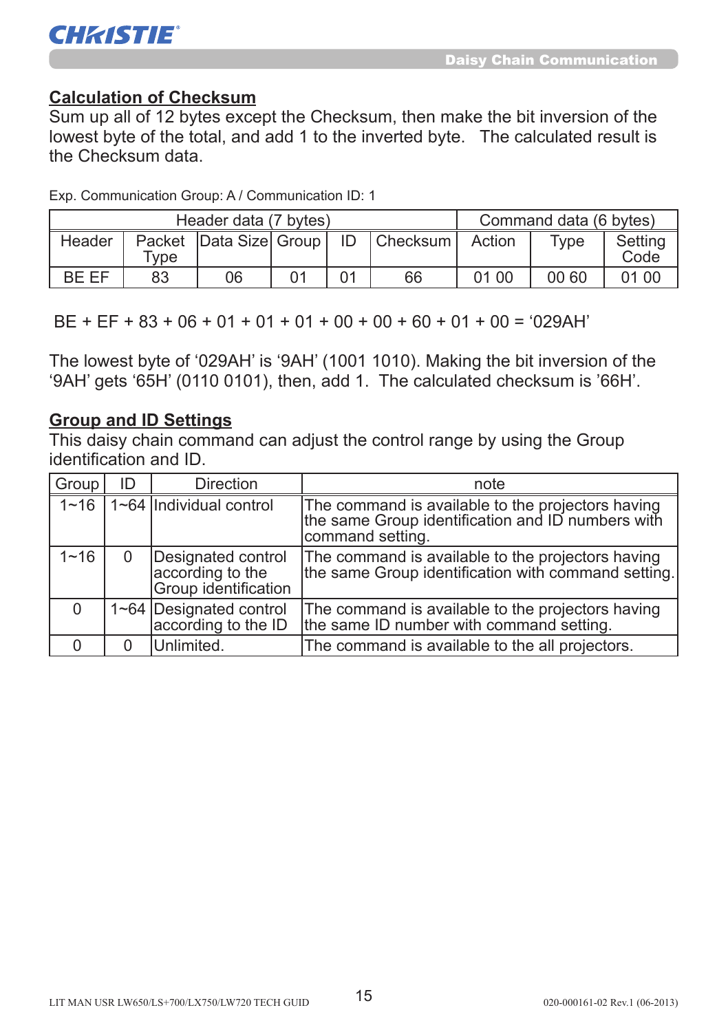## Calculation of Checksum

Sum up all of 12 bytes except the Checksum, then make the bit inversion of the lowest byte of the total, and add 1 to the inverted byte. The calculated result is the Checksum data.

Exp. Communication Group: A / Communication ID: 1

| Header data (7 bytes) | | | | | | Command data (6 bytes) | | |
|---|---|---|---|---|---|---|---|---|
| Header | Packet Type | Data Size | Group | ID | Checksum | Action | Type | Setting Code |
| BE EF | 83 | 06 | 01 | 01 | 66 | 01 00 | 00 60 | 01 00 |

BE + EF + 83 + 06 + 01 + 01 + 01 + 00 + 00 + 60 + 01 + 00 = '029AH'

The lowest byte of '029AH' is '9AH' (1001 1010). Making the bit inversion of the '9AH' gets '65H' (0110 0101), then, add 1. The calculated checksum is '66H'.

## Group and ID Settings

This daisy chain command can adjust the control range by using the Group identification and ID.

| Group | ID | Direction | note |
|---|---|---|---|
| 1~16 | 1~64 | Individual control | The command is available to the projectors having the same Group identification and ID numbers with command setting. |
| 1~16 | 0 | Designated control according to the Group identification | The command is available to the projectors having the same Group identification with command setting. |
| 0 | 1~64 | Designated control according to the ID | The command is available to the projectors having the same ID number with command setting. |
| 0 | 0 | Unlimited. | The command is available to the all projectors. |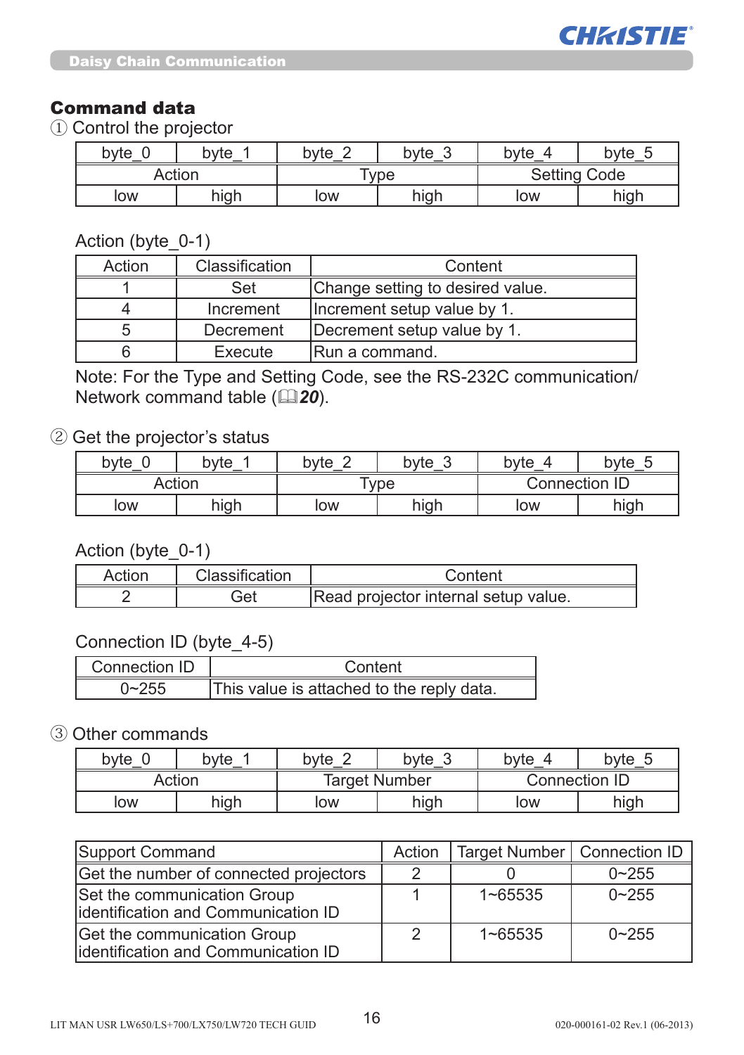## Command data

① Control the projector

| byte_0 | byte_1 | byte_2 | byte_3 | byte_4 | byte_5 |
|---|---|---|---|---|---|
| Action | | Type | | Setting Code | |
| low | high | low | high | low | high |

Action (byte_0-1)

| Action | Classification | Content |
|---|---|---|
| 1 | Set | Change setting to desired value. |
| 4 | Increment | Increment setup value by 1. |
| 5 | Decrement | Decrement setup value by 1. |
| 6 | Execute | Run a command. |

Note: For the Type and Setting Code, see the RS-232C communication/ Network command table (📖***20***).

② Get the projector's status

| byte_0 | byte_1 | byte_2 | byte_3 | byte_4 | byte_5 |
|---|---|---|---|---|---|
| Action | | Type | | Connection ID | |
| low | high | low | high | low | high |

Action (byte_0-1)

| Action | Classification | Content |
|---|---|---|
| 2 | Get | Read projector internal setup value. |

Connection ID (byte_4-5)

| Connection ID | Content |
|---|---|
| 0~255 | This value is attached to the reply data. |

③ Other commands

| byte_0 | byte_1 | byte_2 | byte_3 | byte_4 | byte_5 |
|---|---|---|---|---|---|
| Action | | Target Number | | Connection ID | |
| low | high | low | high | low | high |

| Support Command | Action | Target Number | Connection ID |
|---|---|---|---|
| Get the number of connected projectors | 2 | 0 | 0~255 |
| Set the communication Group identification and Communication ID | 1 | 1~65535 | 0~255 |
| Get the communication Group identification and Communication ID | 2 | 1~65535 | 0~255 |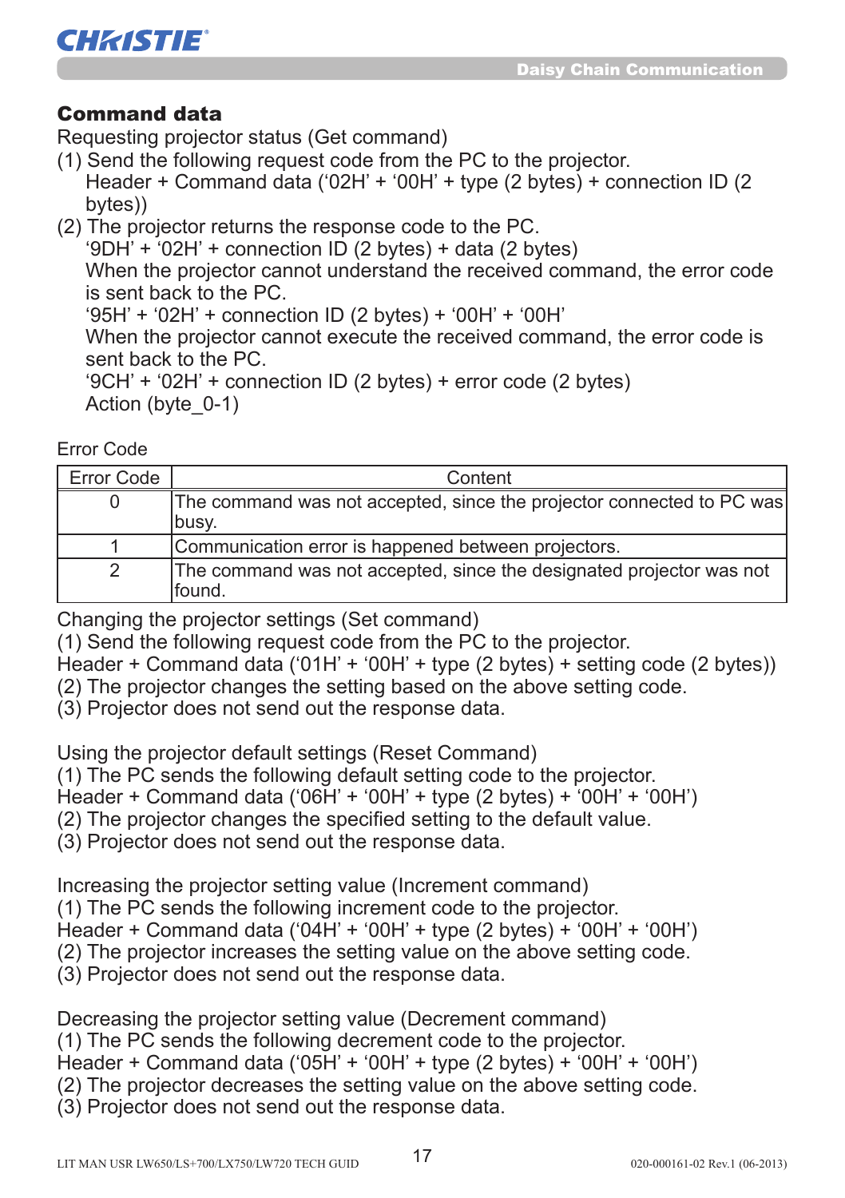## Command data

Requesting projector status (Get command)

(1) Send the following request code from the PC to the projector.
Header + Command data ('02H' + '00H' + type (2 bytes) + connection ID (2 bytes))

(2) The projector returns the response code to the PC.
'9DH' + '02H' + connection ID (2 bytes) + data (2 bytes)
When the projector cannot understand the received command, the error code is sent back to the PC.
'95H' + '02H' + connection ID (2 bytes) + '00H' + '00H'
When the projector cannot execute the received command, the error code is sent back to the PC.
'9CH' + '02H' + connection ID (2 bytes) + error code (2 bytes)
Action (byte_0-1)

Error Code

| Error Code | Content |
|---|---|
| 0 | The command was not accepted, since the projector connected to PC was busy. |
| 1 | Communication error is happened between projectors. |
| 2 | The command was not accepted, since the designated projector was not found. |

Changing the projector settings (Set command)
(1) Send the following request code from the PC to the projector.
Header + Command data ('01H' + '00H' + type (2 bytes) + setting code (2 bytes))
(2) The projector changes the setting based on the above setting code.
(3) Projector does not send out the response data.

Using the projector default settings (Reset Command)
(1) The PC sends the following default setting code to the projector.
Header + Command data ('06H' + '00H' + type (2 bytes) + '00H' + '00H')
(2) The projector changes the specified setting to the default value.
(3) Projector does not send out the response data.

Increasing the projector setting value (Increment command)
(1) The PC sends the following increment code to the projector.
Header + Command data ('04H' + '00H' + type (2 bytes) + '00H' + '00H')
(2) The projector increases the setting value on the above setting code.
(3) Projector does not send out the response data.

Decreasing the projector setting value (Decrement command)
(1) The PC sends the following decrement code to the projector.
Header + Command data ('05H' + '00H' + type (2 bytes) + '00H' + '00H')
(2) The projector decreases the setting value on the above setting code.
(3) Projector does not send out the response data.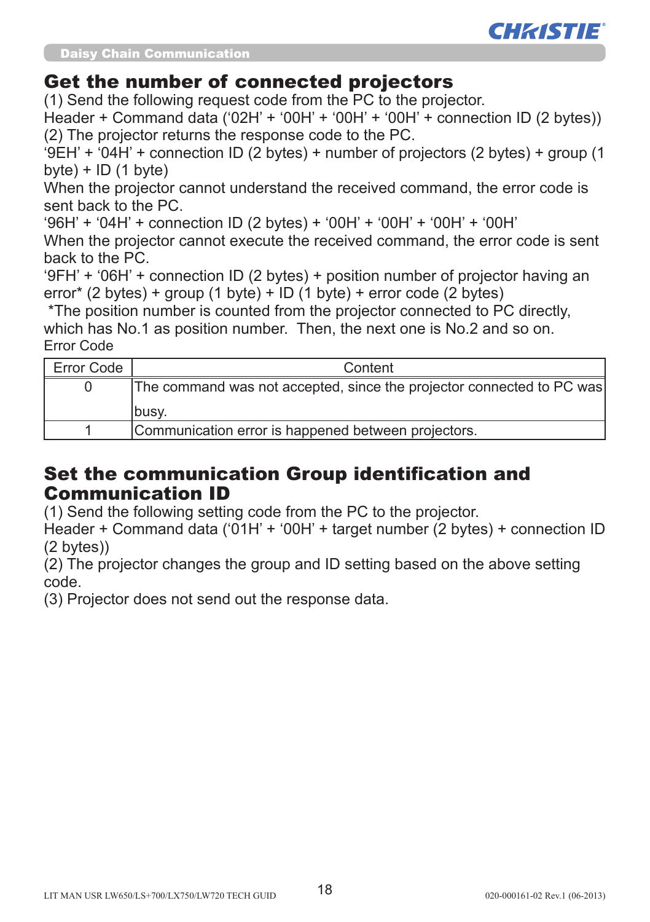## Get the number of connected projectors

(1) Send the following request code from the PC to the projector.
Header + Command data ('02H' + '00H' + '00H' + '00H' + connection ID (2 bytes))
(2) The projector returns the response code to the PC.
'9EH' + '04H' + connection ID (2 bytes) + number of projectors (2 bytes) + group (1 byte) + ID (1 byte)
When the projector cannot understand the received command, the error code is sent back to the PC.
'96H' + '04H' + connection ID (2 bytes) + '00H' + '00H' + '00H' + '00H'
When the projector cannot execute the received command, the error code is sent back to the PC.
'9FH' + '06H' + connection ID (2 bytes) + position number of projector having an error* (2 bytes) + group (1 byte) + ID (1 byte) + error code (2 bytes)
*The position number is counted from the projector connected to PC directly, which has No.1 as position number. Then, the next one is No.2 and so on.
Error Code

| Error Code | Content |
|---|---|
| 0 | The command was not accepted, since the projector connected to PC was busy. |
| 1 | Communication error is happened between projectors. |

## Set the communication Group identification and Communication ID

(1) Send the following setting code from the PC to the projector.
Header + Command data ('01H' + '00H' + target number (2 bytes) + connection ID (2 bytes))
(2) The projector changes the group and ID setting based on the above setting code.
(3) Projector does not send out the response data.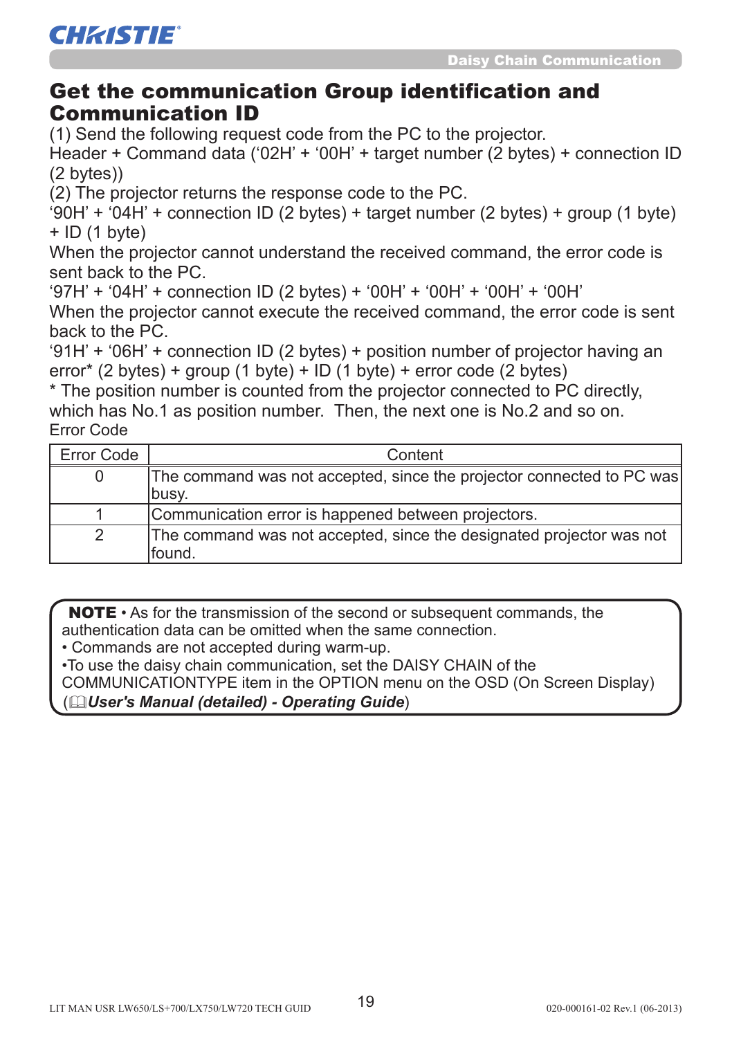## Get the communication Group identification and Communication ID

(1) Send the following request code from the PC to the projector.
Header + Command data ('02H' + '00H' + target number (2 bytes) + connection ID (2 bytes))
(2) The projector returns the response code to the PC.
'90H' + '04H' + connection ID (2 bytes) + target number (2 bytes) + group (1 byte) + ID (1 byte)
When the projector cannot understand the received command, the error code is sent back to the PC.
'97H' + '04H' + connection ID (2 bytes) + '00H' + '00H' + '00H' + '00H'
When the projector cannot execute the received command, the error code is sent back to the PC.
'91H' + '06H' + connection ID (2 bytes) + position number of projector having an error* (2 bytes) + group (1 byte) + ID (1 byte) + error code (2 bytes)
* The position number is counted from the projector connected to PC directly, which has No.1 as position number. Then, the next one is No.2 and so on.
Error Code

| Error Code | Content |
|---|---|
| 0 | The command was not accepted, since the projector connected to PC was busy. |
| 1 | Communication error is happened between projectors. |
| 2 | The command was not accepted, since the designated projector was not found. |

**NOTE** • As for the transmission of the second or subsequent commands, the authentication data can be omitted when the same connection.
• Commands are not accepted during warm-up.
•To use the daisy chain communication, set the DAISY CHAIN of the COMMUNICATIONTYPE item in the OPTION menu on the OSD (On Screen Display) (📖***User's Manual (detailed) - Operating Guide***)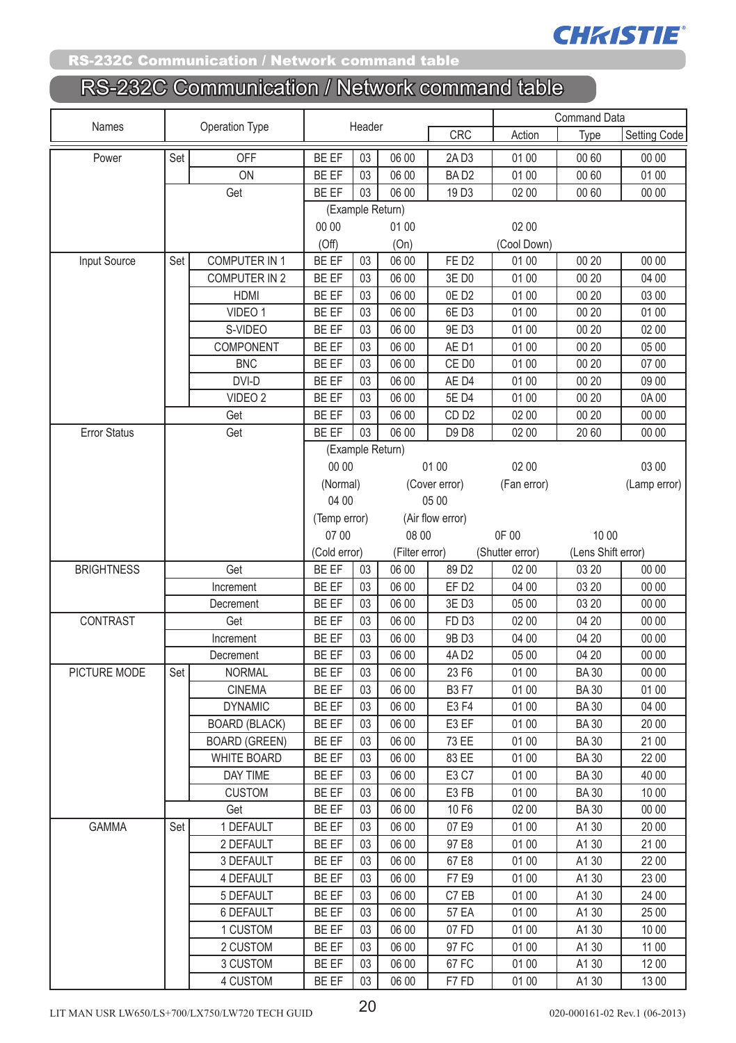# RS-232C Communication / Network command table

| Names | Operation Type | | Header | | | CRC | Command Data | | |
|---|---|---|---|---|---|---|---|---|---|
| | | | | | | | Action | Type | Setting Code |
| Power | Set | OFF | BE EF | 03 | 06 00 | 2A D3 | 01 00 | 00 60 | 00 00 |
| | | ON | BE EF | 03 | 06 00 | BA D2 | 01 00 | 00 60 | 01 00 |
| | Get | | BE EF | 03 | 06 00 | 19 D3 | 02 00 | 00 60 | 00 00 |
| | | | (Example Return) 00 00 (Off) | | 01 00 (On) | | 02 00 (Cool Down) | | |
| Input Source | Set | COMPUTER IN 1 | BE EF | 03 | 06 00 | FE D2 | 01 00 | 00 20 | 00 00 |
| | | COMPUTER IN 2 | BE EF | 03 | 06 00 | 3E D0 | 01 00 | 00 20 | 04 00 |
| | | HDMI | BE EF | 03 | 06 00 | 0E D2 | 01 00 | 00 20 | 03 00 |
| | | VIDEO 1 | BE EF | 03 | 06 00 | 6E D3 | 01 00 | 00 20 | 01 00 |
| | | S-VIDEO | BE EF | 03 | 06 00 | 9E D3 | 01 00 | 00 20 | 02 00 |
| | | COMPONENT | BE EF | 03 | 06 00 | AE D1 | 01 00 | 00 20 | 05 00 |
| | | BNC | BE EF | 03 | 06 00 | CE D0 | 01 00 | 00 20 | 07 00 |
| | | DVI-D | BE EF | 03 | 06 00 | AE D4 | 01 00 | 00 20 | 09 00 |
| | | VIDEO 2 | BE EF | 03 | 06 00 | 5E D4 | 01 00 | 00 20 | 0A 00 |
| | Get | | BE EF | 03 | 06 00 | CD D2 | 02 00 | 00 20 | 00 00 |
| Error Status | Get | | BE EF | 03 | 06 00 | D9 D8 | 02 00 | 20 60 | 00 00 |
| | | | (Example Return) 00 00 (Normal) | | 01 00 (Cover error) | | 02 00 (Fan error) | | 03 00 (Lamp error) |
| | | | 04 00 (Temp error) | | 05 00 (Air flow error) | | | | |
| | | | 07 00 (Cold error) | | 08 00 (Filter error) | | 0F 00 (Shutter error) | 10 00 (Lens Shift error) | |
| BRIGHTNESS | Get | | BE EF | 03 | 06 00 | 89 D2 | 02 00 | 03 20 | 00 00 |
| | Increment | | BE EF | 03 | 06 00 | EF D2 | 04 00 | 03 20 | 00 00 |
| | Decrement | | BE EF | 03 | 06 00 | 3E D3 | 05 00 | 03 20 | 00 00 |
| CONTRAST | Get | | BE EF | 03 | 06 00 | FD D3 | 02 00 | 04 20 | 00 00 |
| | Increment | | BE EF | 03 | 06 00 | 9B D3 | 04 00 | 04 20 | 00 00 |
| | Decrement | | BE EF | 03 | 06 00 | 4A D2 | 05 00 | 04 20 | 00 00 |
| PICTURE MODE | Set | NORMAL | BE EF | 03 | 06 00 | 23 F6 | 01 00 | BA 30 | 00 00 |
| | | CINEMA | BE EF | 03 | 06 00 | B3 F7 | 01 00 | BA 30 | 01 00 |
| | | DYNAMIC | BE EF | 03 | 06 00 | E3 F4 | 01 00 | BA 30 | 04 00 |
| | | BOARD (BLACK) | BE EF | 03 | 06 00 | E3 EF | 01 00 | BA 30 | 20 00 |
| | | BOARD (GREEN) | BE EF | 03 | 06 00 | 73 EE | 01 00 | BA 30 | 21 00 |
| | | WHITE BOARD | BE EF | 03 | 06 00 | 83 EE | 01 00 | BA 30 | 22 00 |
| | | DAY TIME | BE EF | 03 | 06 00 | E3 C7 | 01 00 | BA 30 | 40 00 |
| | | CUSTOM | BE EF | 03 | 06 00 | E3 FB | 01 00 | BA 30 | 10 00 |
| | Get | | BE EF | 03 | 06 00 | 10 F6 | 02 00 | BA 30 | 00 00 |
| GAMMA | Set | 1 DEFAULT | BE EF | 03 | 06 00 | 07 E9 | 01 00 | A1 30 | 20 00 |
| | | 2 DEFAULT | BE EF | 03 | 06 00 | 97 E8 | 01 00 | A1 30 | 21 00 |
| | | 3 DEFAULT | BE EF | 03 | 06 00 | 67 E8 | 01 00 | A1 30 | 22 00 |
| | | 4 DEFAULT | BE EF | 03 | 06 00 | F7 E9 | 01 00 | A1 30 | 23 00 |
| | | 5 DEFAULT | BE EF | 03 | 06 00 | C7 EB | 01 00 | A1 30 | 24 00 |
| | | 6 DEFAULT | BE EF | 03 | 06 00 | 57 EA | 01 00 | A1 30 | 25 00 |
| | | 1 CUSTOM | BE EF | 03 | 06 00 | 07 FD | 01 00 | A1 30 | 10 00 |
| | | 2 CUSTOM | BE EF | 03 | 06 00 | 97 FC | 01 00 | A1 30 | 11 00 |
| | | 3 CUSTOM | BE EF | 03 | 06 00 | 67 FC | 01 00 | A1 30 | 12 00 |
| | | 4 CUSTOM | BE EF | 03 | 06 00 | F7 FD | 01 00 | A1 30 | 13 00 |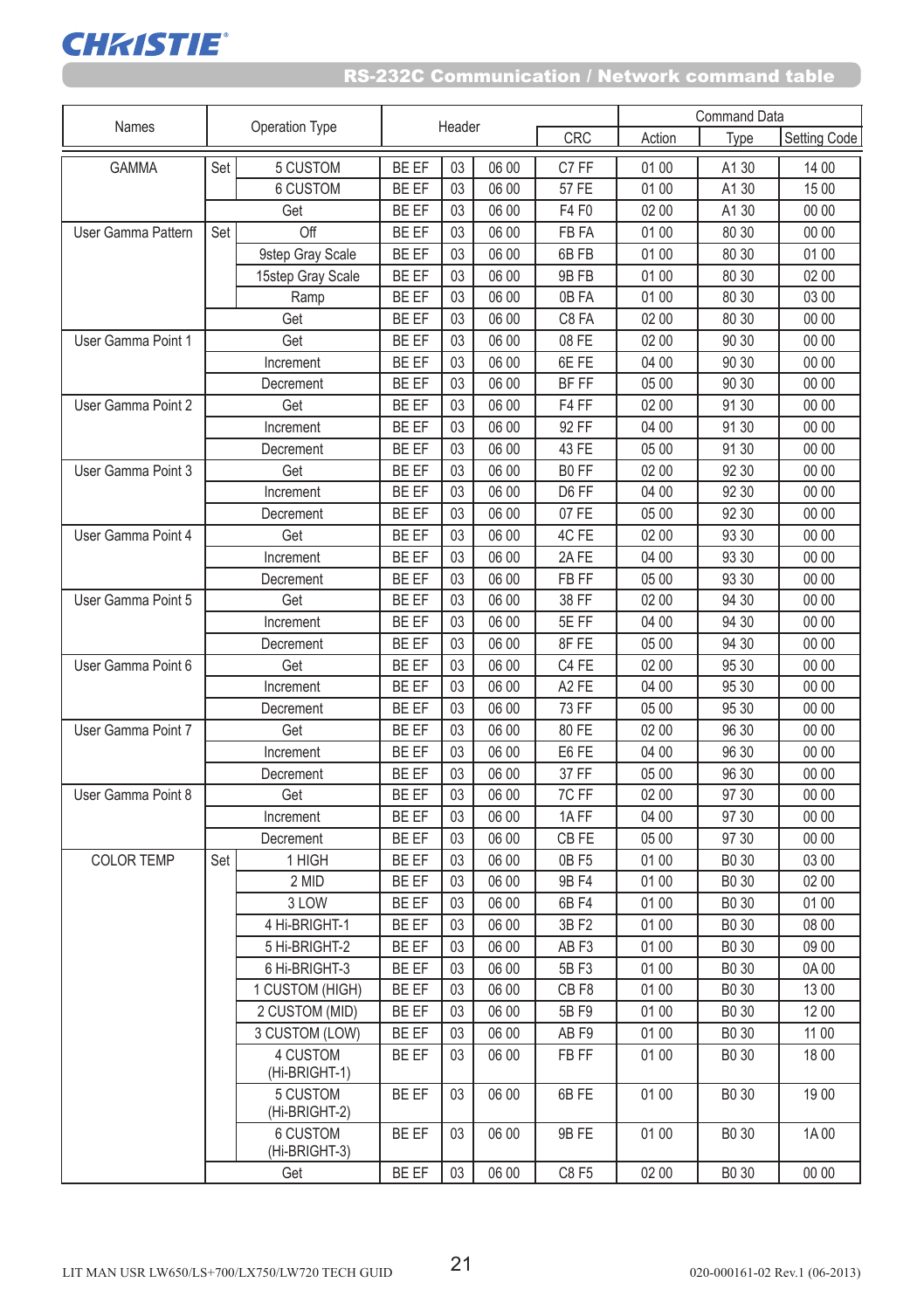## RS-232C Communication / Network command table

| Names | Operation Type | | Header | | | Command Data | | | |
|---|---|---|---|---|---|---|---|---|---|
| | | | | | | CRC | Action | Type | Setting Code |
| GAMMA | Set | 5 CUSTOM | BE EF | 03 | 06 00 | C7 FF | 01 00 | A1 30 | 14 00 |
| | | 6 CUSTOM | BE EF | 03 | 06 00 | 57 FE | 01 00 | A1 30 | 15 00 |
| | Get | | BE EF | 03 | 06 00 | F4 F0 | 02 00 | A1 30 | 00 00 |
| User Gamma Pattern | Set | Off | BE EF | 03 | 06 00 | FB FA | 01 00 | 80 30 | 00 00 |
| | | 9step Gray Scale | BE EF | 03 | 06 00 | 6B FB | 01 00 | 80 30 | 01 00 |
| | | 15step Gray Scale | BE EF | 03 | 06 00 | 9B FB | 01 00 | 80 30 | 02 00 |
| | | Ramp | BE EF | 03 | 06 00 | 0B FA | 01 00 | 80 30 | 03 00 |
| | Get | | BE EF | 03 | 06 00 | C8 FA | 02 00 | 80 30 | 00 00 |
| User Gamma Point 1 | Get | | BE EF | 03 | 06 00 | 08 FE | 02 00 | 90 30 | 00 00 |
| | Increment | | BE EF | 03 | 06 00 | 6E FE | 04 00 | 90 30 | 00 00 |
| | Decrement | | BE EF | 03 | 06 00 | BF FF | 05 00 | 90 30 | 00 00 |
| User Gamma Point 2 | Get | | BE EF | 03 | 06 00 | F4 FF | 02 00 | 91 30 | 00 00 |
| | Increment | | BE EF | 03 | 06 00 | 92 FF | 04 00 | 91 30 | 00 00 |
| | Decrement | | BE EF | 03 | 06 00 | 43 FE | 05 00 | 91 30 | 00 00 |
| User Gamma Point 3 | Get | | BE EF | 03 | 06 00 | B0 FF | 02 00 | 92 30 | 00 00 |
| | Increment | | BE EF | 03 | 06 00 | D6 FF | 04 00 | 92 30 | 00 00 |
| | Decrement | | BE EF | 03 | 06 00 | 07 FE | 05 00 | 92 30 | 00 00 |
| User Gamma Point 4 | Get | | BE EF | 03 | 06 00 | 4C FE | 02 00 | 93 30 | 00 00 |
| | Increment | | BE EF | 03 | 06 00 | 2A FE | 04 00 | 93 30 | 00 00 |
| | Decrement | | BE EF | 03 | 06 00 | FB FF | 05 00 | 93 30 | 00 00 |
| User Gamma Point 5 | Get | | BE EF | 03 | 06 00 | 38 FF | 02 00 | 94 30 | 00 00 |
| | Increment | | BE EF | 03 | 06 00 | 5E FF | 04 00 | 94 30 | 00 00 |
| | Decrement | | BE EF | 03 | 06 00 | 8F FE | 05 00 | 94 30 | 00 00 |
| User Gamma Point 6 | Get | | BE EF | 03 | 06 00 | C4 FE | 02 00 | 95 30 | 00 00 |
| | Increment | | BE EF | 03 | 06 00 | A2 FE | 04 00 | 95 30 | 00 00 |
| | Decrement | | BE EF | 03 | 06 00 | 73 FF | 05 00 | 95 30 | 00 00 |
| User Gamma Point 7 | Get | | BE EF | 03 | 06 00 | 80 FE | 02 00 | 96 30 | 00 00 |
| | Increment | | BE EF | 03 | 06 00 | E6 FE | 04 00 | 96 30 | 00 00 |
| | Decrement | | BE EF | 03 | 06 00 | 37 FF | 05 00 | 96 30 | 00 00 |
| User Gamma Point 8 | Get | | BE EF | 03 | 06 00 | 7C FF | 02 00 | 97 30 | 00 00 |
| | Increment | | BE EF | 03 | 06 00 | 1A FF | 04 00 | 97 30 | 00 00 |
| | Decrement | | BE EF | 03 | 06 00 | CB FE | 05 00 | 97 30 | 00 00 |
| COLOR TEMP | Set | 1 HIGH | BE EF | 03 | 06 00 | 0B F5 | 01 00 | B0 30 | 03 00 |
| | | 2 MID | BE EF | 03 | 06 00 | 9B F4 | 01 00 | B0 30 | 02 00 |
| | | 3 LOW | BE EF | 03 | 06 00 | 6B F4 | 01 00 | B0 30 | 01 00 |
| | | 4 Hi-BRIGHT-1 | BE EF | 03 | 06 00 | 3B F2 | 01 00 | B0 30 | 08 00 |
| | | 5 Hi-BRIGHT-2 | BE EF | 03 | 06 00 | AB F3 | 01 00 | B0 30 | 09 00 |
| | | 6 Hi-BRIGHT-3 | BE EF | 03 | 06 00 | 5B F3 | 01 00 | B0 30 | 0A 00 |
| | | 1 CUSTOM (HIGH) | BE EF | 03 | 06 00 | CB F8 | 01 00 | B0 30 | 13 00 |
| | | 2 CUSTOM (MID) | BE EF | 03 | 06 00 | 5B F9 | 01 00 | B0 30 | 12 00 |
| | | 3 CUSTOM (LOW) | BE EF | 03 | 06 00 | AB F9 | 01 00 | B0 30 | 11 00 |
| | | 4 CUSTOM (Hi-BRIGHT-1) | BE EF | 03 | 06 00 | FB FF | 01 00 | B0 30 | 18 00 |
| | | 5 CUSTOM (Hi-BRIGHT-2) | BE EF | 03 | 06 00 | 6B FE | 01 00 | B0 30 | 19 00 |
| | | 6 CUSTOM (Hi-BRIGHT-3) | BE EF | 03 | 06 00 | 9B FE | 01 00 | B0 30 | 1A 00 |
| | Get | | BE EF | 03 | 06 00 | C8 F5 | 02 00 | B0 30 | 00 00 |

LIT MAN USR LW650/LS+700/LX750/LW720 TECH GUID    020-000161-02 Rev.1 (06-2013)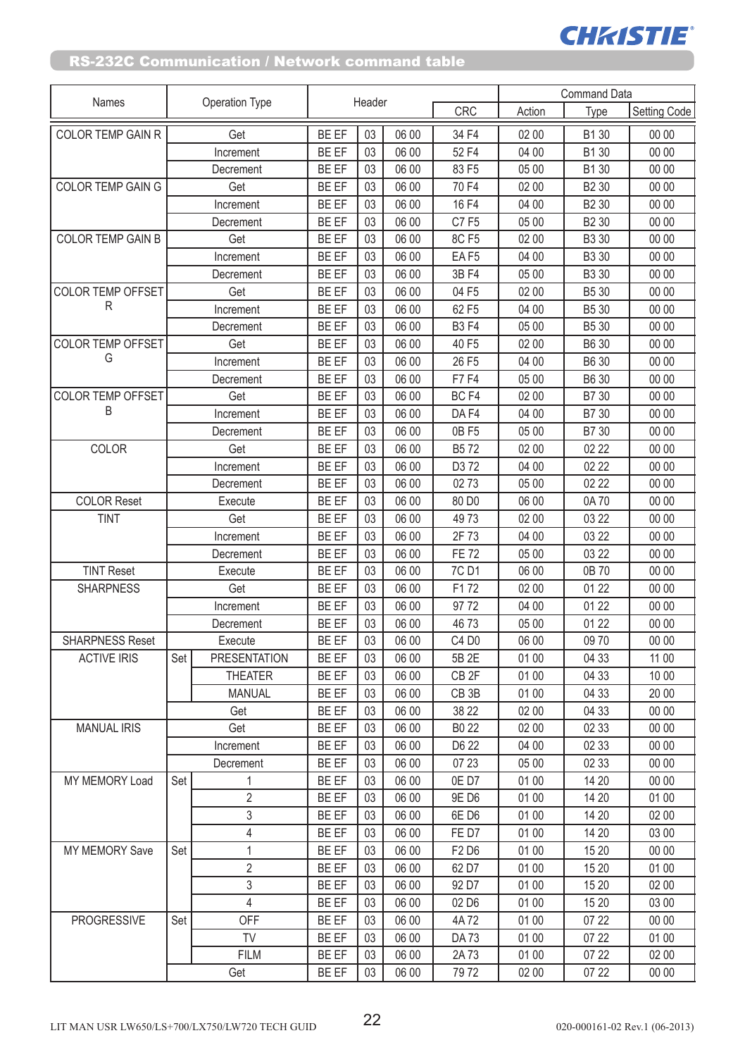## RS-232C Communication / Network command table

| Names | Operation Type | | Header | | | | Command Data | | |
|---|---|---|---|---|---|---|---|---|---|
| | | | | | | CRC | Action | Type | Setting Code |
| COLOR TEMP GAIN R | Get | | BE EF | 03 | 06 00 | 34 F4 | 02 00 | B1 30 | 00 00 |
| | Increment | | BE EF | 03 | 06 00 | 52 F4 | 04 00 | B1 30 | 00 00 |
| | Decrement | | BE EF | 03 | 06 00 | 83 F5 | 05 00 | B1 30 | 00 00 |
| COLOR TEMP GAIN G | Get | | BE EF | 03 | 06 00 | 70 F4 | 02 00 | B2 30 | 00 00 |
| | Increment | | BE EF | 03 | 06 00 | 16 F4 | 04 00 | B2 30 | 00 00 |
| | Decrement | | BE EF | 03 | 06 00 | C7 F5 | 05 00 | B2 30 | 00 00 |
| COLOR TEMP GAIN B | Get | | BE EF | 03 | 06 00 | 8C F5 | 02 00 | B3 30 | 00 00 |
| | Increment | | BE EF | 03 | 06 00 | EA F5 | 04 00 | B3 30 | 00 00 |
| | Decrement | | BE EF | 03 | 06 00 | 3B F4 | 05 00 | B3 30 | 00 00 |
| COLOR TEMP OFFSET R | Get | | BE EF | 03 | 06 00 | 04 F5 | 02 00 | B5 30 | 00 00 |
| | Increment | | BE EF | 03 | 06 00 | 62 F5 | 04 00 | B5 30 | 00 00 |
| | Decrement | | BE EF | 03 | 06 00 | B3 F4 | 05 00 | B5 30 | 00 00 |
| COLOR TEMP OFFSET G | Get | | BE EF | 03 | 06 00 | 40 F5 | 02 00 | B6 30 | 00 00 |
| | Increment | | BE EF | 03 | 06 00 | 26 F5 | 04 00 | B6 30 | 00 00 |
| | Decrement | | BE EF | 03 | 06 00 | F7 F4 | 05 00 | B6 30 | 00 00 |
| COLOR TEMP OFFSET B | Get | | BE EF | 03 | 06 00 | BC F4 | 02 00 | B7 30 | 00 00 |
| | Increment | | BE EF | 03 | 06 00 | DA F4 | 04 00 | B7 30 | 00 00 |
| | Decrement | | BE EF | 03 | 06 00 | 0B F5 | 05 00 | B7 30 | 00 00 |
| COLOR | Get | | BE EF | 03 | 06 00 | B5 72 | 02 00 | 02 22 | 00 00 |
| | Increment | | BE EF | 03 | 06 00 | D3 72 | 04 00 | 02 22 | 00 00 |
| | Decrement | | BE EF | 03 | 06 00 | 02 73 | 05 00 | 02 22 | 00 00 |
| COLOR Reset | Execute | | BE EF | 03 | 06 00 | 80 D0 | 06 00 | 0A 70 | 00 00 |
| TINT | Get | | BE EF | 03 | 06 00 | 49 73 | 02 00 | 03 22 | 00 00 |
| | Increment | | BE EF | 03 | 06 00 | 2F 73 | 04 00 | 03 22 | 00 00 |
| | Decrement | | BE EF | 03 | 06 00 | FE 72 | 05 00 | 03 22 | 00 00 |
| TINT Reset | Execute | | BE EF | 03 | 06 00 | 7C D1 | 06 00 | 0B 70 | 00 00 |
| SHARPNESS | Get | | BE EF | 03 | 06 00 | F1 72 | 02 00 | 01 22 | 00 00 |
| | Increment | | BE EF | 03 | 06 00 | 97 72 | 04 00 | 01 22 | 00 00 |
| | Decrement | | BE EF | 03 | 06 00 | 46 73 | 05 00 | 01 22 | 00 00 |
| SHARPNESS Reset | Execute | | BE EF | 03 | 06 00 | C4 D0 | 06 00 | 09 70 | 00 00 |
| ACTIVE IRIS | Set | PRESENTATION | BE EF | 03 | 06 00 | 5B 2E | 01 00 | 04 33 | 11 00 |
| | | THEATER | BE EF | 03 | 06 00 | CB 2F | 01 00 | 04 33 | 10 00 |
| | | MANUAL | BE EF | 03 | 06 00 | CB 3B | 01 00 | 04 33 | 20 00 |
| | Get | | BE EF | 03 | 06 00 | 38 22 | 02 00 | 04 33 | 00 00 |
| MANUAL IRIS | Get | | BE EF | 03 | 06 00 | B0 22 | 02 00 | 02 33 | 00 00 |
| | Increment | | BE EF | 03 | 06 00 | D6 22 | 04 00 | 02 33 | 00 00 |
| | Decrement | | BE EF | 03 | 06 00 | 07 23 | 05 00 | 02 33 | 00 00 |
| MY MEMORY Load | Set | 1 | BE EF | 03 | 06 00 | 0E D7 | 01 00 | 14 20 | 00 00 |
| | | 2 | BE EF | 03 | 06 00 | 9E D6 | 01 00 | 14 20 | 01 00 |
| | | 3 | BE EF | 03 | 06 00 | 6E D6 | 01 00 | 14 20 | 02 00 |
| | | 4 | BE EF | 03 | 06 00 | FE D7 | 01 00 | 14 20 | 03 00 |
| MY MEMORY Save | Set | 1 | BE EF | 03 | 06 00 | F2 D6 | 01 00 | 15 20 | 00 00 |
| | | 2 | BE EF | 03 | 06 00 | 62 D7 | 01 00 | 15 20 | 01 00 |
| | | 3 | BE EF | 03 | 06 00 | 92 D7 | 01 00 | 15 20 | 02 00 |
| | | 4 | BE EF | 03 | 06 00 | 02 D6 | 01 00 | 15 20 | 03 00 |
| PROGRESSIVE | Set | OFF | BE EF | 03 | 06 00 | 4A 72 | 01 00 | 07 22 | 00 00 |
| | | TV | BE EF | 03 | 06 00 | DA 73 | 01 00 | 07 22 | 01 00 |
| | | FILM | BE EF | 03 | 06 00 | 2A 73 | 01 00 | 07 22 | 02 00 |
| | Get | | BE EF | 03 | 06 00 | 79 72 | 02 00 | 07 22 | 00 00 |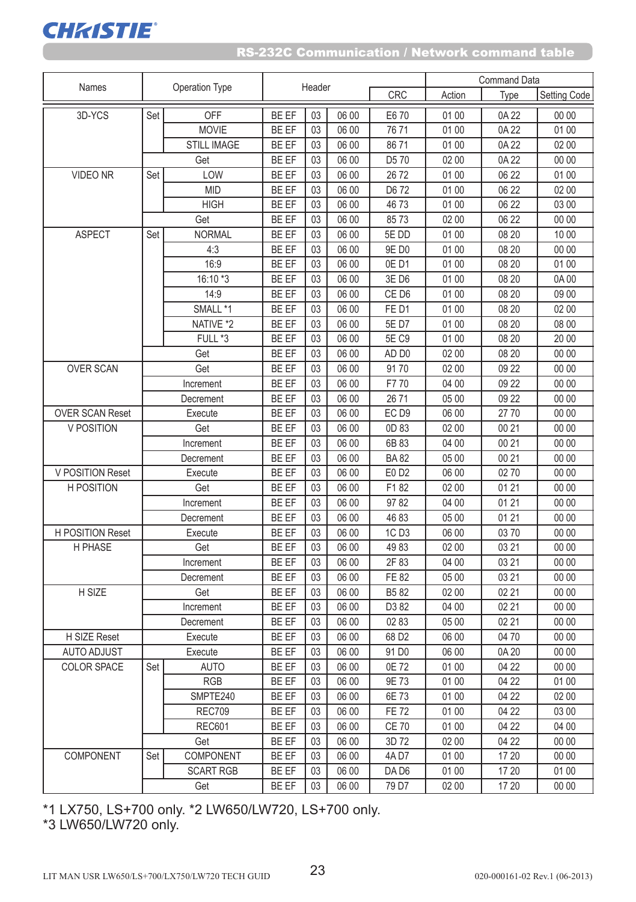## RS-232C Communication / Network command table

| Names | Operation Type | | Header | | | Command Data | | | |
|---|---|---|---|---|---|---|---|---|---|
| | | | | | | CRC | Action | Type | Setting Code |
| 3D-YCS | Set | OFF | BE EF | 03 | 06 00 | E6 70 | 01 00 | 0A 22 | 00 00 |
| | | MOVIE | BE EF | 03 | 06 00 | 76 71 | 01 00 | 0A 22 | 01 00 |
| | | STILL IMAGE | BE EF | 03 | 06 00 | 86 71 | 01 00 | 0A 22 | 02 00 |
| | Get | | BE EF | 03 | 06 00 | D5 70 | 02 00 | 0A 22 | 00 00 |
| VIDEO NR | Set | LOW | BE EF | 03 | 06 00 | 26 72 | 01 00 | 06 22 | 01 00 |
| | | MID | BE EF | 03 | 06 00 | D6 72 | 01 00 | 06 22 | 02 00 |
| | | HIGH | BE EF | 03 | 06 00 | 46 73 | 01 00 | 06 22 | 03 00 |
| | Get | | BE EF | 03 | 06 00 | 85 73 | 02 00 | 06 22 | 00 00 |
| ASPECT | Set | NORMAL | BE EF | 03 | 06 00 | 5E DD | 01 00 | 08 20 | 10 00 |
| | | 4:3 | BE EF | 03 | 06 00 | 9E D0 | 01 00 | 08 20 | 00 00 |
| | | 16:9 | BE EF | 03 | 06 00 | 0E D1 | 01 00 | 08 20 | 01 00 |
| | | 16:10 *3 | BE EF | 03 | 06 00 | 3E D6 | 01 00 | 08 20 | 0A 00 |
| | | 14:9 | BE EF | 03 | 06 00 | CE D6 | 01 00 | 08 20 | 09 00 |
| | | SMALL *1 | BE EF | 03 | 06 00 | FE D1 | 01 00 | 08 20 | 02 00 |
| | | NATIVE *2 | BE EF | 03 | 06 00 | 5E D7 | 01 00 | 08 20 | 08 00 |
| | | FULL *3 | BE EF | 03 | 06 00 | 5E C9 | 01 00 | 08 20 | 20 00 |
| | Get | | BE EF | 03 | 06 00 | AD D0 | 02 00 | 08 20 | 00 00 |
| OVER SCAN | Get | | BE EF | 03 | 06 00 | 91 70 | 02 00 | 09 22 | 00 00 |
| | Increment | | BE EF | 03 | 06 00 | F7 70 | 04 00 | 09 22 | 00 00 |
| | Decrement | | BE EF | 03 | 06 00 | 26 71 | 05 00 | 09 22 | 00 00 |
| OVER SCAN Reset | Execute | | BE EF | 03 | 06 00 | EC D9 | 06 00 | 27 70 | 00 00 |
| V POSITION | Get | | BE EF | 03 | 06 00 | 0D 83 | 02 00 | 00 21 | 00 00 |
| | Increment | | BE EF | 03 | 06 00 | 6B 83 | 04 00 | 00 21 | 00 00 |
| | Decrement | | BE EF | 03 | 06 00 | BA 82 | 05 00 | 00 21 | 00 00 |
| V POSITION Reset | Execute | | BE EF | 03 | 06 00 | E0 D2 | 06 00 | 02 70 | 00 00 |
| H POSITION | Get | | BE EF | 03 | 06 00 | F1 82 | 02 00 | 01 21 | 00 00 |
| | Increment | | BE EF | 03 | 06 00 | 97 82 | 04 00 | 01 21 | 00 00 |
| | Decrement | | BE EF | 03 | 06 00 | 46 83 | 05 00 | 01 21 | 00 00 |
| H POSITION Reset | Execute | | BE EF | 03 | 06 00 | 1C D3 | 06 00 | 03 70 | 00 00 |
| H PHASE | Get | | BE EF | 03 | 06 00 | 49 83 | 02 00 | 03 21 | 00 00 |
| | Increment | | BE EF | 03 | 06 00 | 2F 83 | 04 00 | 03 21 | 00 00 |
| | Decrement | | BE EF | 03 | 06 00 | FE 82 | 05 00 | 03 21 | 00 00 |
| H SIZE | Get | | BE EF | 03 | 06 00 | B5 82 | 02 00 | 02 21 | 00 00 |
| | Increment | | BE EF | 03 | 06 00 | D3 82 | 04 00 | 02 21 | 00 00 |
| | Decrement | | BE EF | 03 | 06 00 | 02 83 | 05 00 | 02 21 | 00 00 |
| H SIZE Reset | Execute | | BE EF | 03 | 06 00 | 68 D2 | 06 00 | 04 70 | 00 00 |
| AUTO ADJUST | Execute | | BE EF | 03 | 06 00 | 91 D0 | 06 00 | 0A 20 | 00 00 |
| COLOR SPACE | Set | AUTO | BE EF | 03 | 06 00 | 0E 72 | 01 00 | 04 22 | 00 00 |
| | | RGB | BE EF | 03 | 06 00 | 9E 73 | 01 00 | 04 22 | 01 00 |
| | | SMPTE240 | BE EF | 03 | 06 00 | 6E 73 | 01 00 | 04 22 | 02 00 |
| | | REC709 | BE EF | 03 | 06 00 | FE 72 | 01 00 | 04 22 | 03 00 |
| | | REC601 | BE EF | 03 | 06 00 | CE 70 | 01 00 | 04 22 | 04 00 |
| | Get | | BE EF | 03 | 06 00 | 3D 72 | 02 00 | 04 22 | 00 00 |
| COMPONENT | Set | COMPONENT | BE EF | 03 | 06 00 | 4A D7 | 01 00 | 17 20 | 00 00 |
| | | SCART RGB | BE EF | 03 | 06 00 | DA D6 | 01 00 | 17 20 | 01 00 |
| | Get | | BE EF | 03 | 06 00 | 79 D7 | 02 00 | 17 20 | 00 00 |

*1 LX750, LS+700 only. *2 LW650/LW720, LS+700 only.
*3 LW650/LW720 only.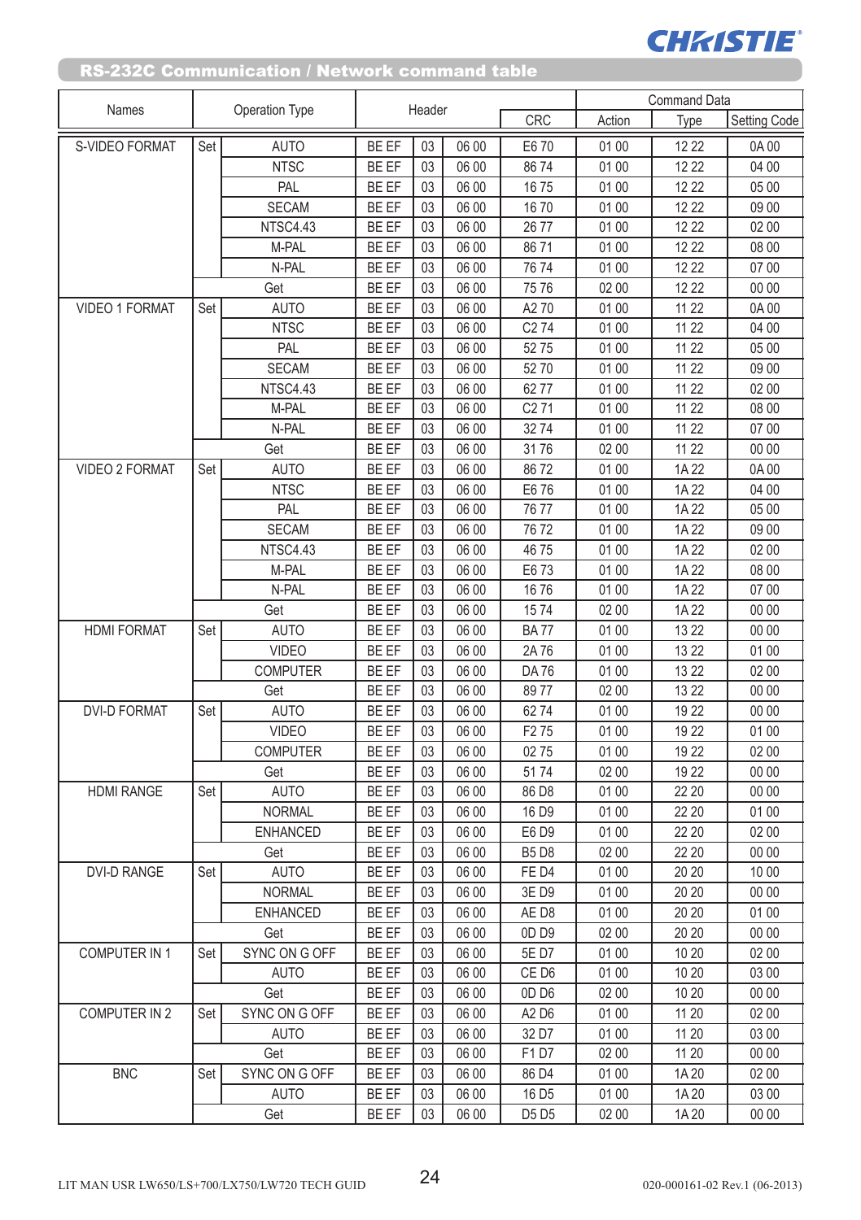## RS-232C Communication / Network command table

| Names | Operation Type | | Header | | | | Command Data | | |
|---|---|---|---|---|---|---|---|---|---|
| | | | | | | CRC | Action | Type | Setting Code |
| S-VIDEO FORMAT | Set | AUTO | BE EF | 03 | 06 00 | E6 70 | 01 00 | 12 22 | 0A 00 |
| | | NTSC | BE EF | 03 | 06 00 | 86 74 | 01 00 | 12 22 | 04 00 |
| | | PAL | BE EF | 03 | 06 00 | 16 75 | 01 00 | 12 22 | 05 00 |
| | | SECAM | BE EF | 03 | 06 00 | 16 70 | 01 00 | 12 22 | 09 00 |
| | | NTSC4.43 | BE EF | 03 | 06 00 | 26 77 | 01 00 | 12 22 | 02 00 |
| | | M-PAL | BE EF | 03 | 06 00 | 86 71 | 01 00 | 12 22 | 08 00 |
| | | N-PAL | BE EF | 03 | 06 00 | 76 74 | 01 00 | 12 22 | 07 00 |
| | Get | | BE EF | 03 | 06 00 | 75 76 | 02 00 | 12 22 | 00 00 |
| VIDEO 1 FORMAT | Set | AUTO | BE EF | 03 | 06 00 | A2 70 | 01 00 | 11 22 | 0A 00 |
| | | NTSC | BE EF | 03 | 06 00 | C2 74 | 01 00 | 11 22 | 04 00 |
| | | PAL | BE EF | 03 | 06 00 | 52 75 | 01 00 | 11 22 | 05 00 |
| | | SECAM | BE EF | 03 | 06 00 | 52 70 | 01 00 | 11 22 | 09 00 |
| | | NTSC4.43 | BE EF | 03 | 06 00 | 62 77 | 01 00 | 11 22 | 02 00 |
| | | M-PAL | BE EF | 03 | 06 00 | C2 71 | 01 00 | 11 22 | 08 00 |
| | | N-PAL | BE EF | 03 | 06 00 | 32 74 | 01 00 | 11 22 | 07 00 |
| | Get | | BE EF | 03 | 06 00 | 31 76 | 02 00 | 11 22 | 00 00 |
| VIDEO 2 FORMAT | Set | AUTO | BE EF | 03 | 06 00 | 86 72 | 01 00 | 1A 22 | 0A 00 |
| | | NTSC | BE EF | 03 | 06 00 | E6 76 | 01 00 | 1A 22 | 04 00 |
| | | PAL | BE EF | 03 | 06 00 | 76 77 | 01 00 | 1A 22 | 05 00 |
| | | SECAM | BE EF | 03 | 06 00 | 76 72 | 01 00 | 1A 22 | 09 00 |
| | | NTSC4.43 | BE EF | 03 | 06 00 | 46 75 | 01 00 | 1A 22 | 02 00 |
| | | M-PAL | BE EF | 03 | 06 00 | E6 73 | 01 00 | 1A 22 | 08 00 |
| | | N-PAL | BE EF | 03 | 06 00 | 16 76 | 01 00 | 1A 22 | 07 00 |
| | Get | | BE EF | 03 | 06 00 | 15 74 | 02 00 | 1A 22 | 00 00 |
| HDMI FORMAT | Set | AUTO | BE EF | 03 | 06 00 | BA 77 | 01 00 | 13 22 | 00 00 |
| | | VIDEO | BE EF | 03 | 06 00 | 2A 76 | 01 00 | 13 22 | 01 00 |
| | | COMPUTER | BE EF | 03 | 06 00 | DA 76 | 01 00 | 13 22 | 02 00 |
| | Get | | BE EF | 03 | 06 00 | 89 77 | 02 00 | 13 22 | 00 00 |
| DVI-D FORMAT | Set | AUTO | BE EF | 03 | 06 00 | 62 74 | 01 00 | 19 22 | 00 00 |
| | | VIDEO | BE EF | 03 | 06 00 | F2 75 | 01 00 | 19 22 | 01 00 |
| | | COMPUTER | BE EF | 03 | 06 00 | 02 75 | 01 00 | 19 22 | 02 00 |
| | Get | | BE EF | 03 | 06 00 | 51 74 | 02 00 | 19 22 | 00 00 |
| HDMI RANGE | Set | AUTO | BE EF | 03 | 06 00 | 86 D8 | 01 00 | 22 20 | 00 00 |
| | | NORMAL | BE EF | 03 | 06 00 | 16 D9 | 01 00 | 22 20 | 01 00 |
| | | ENHANCED | BE EF | 03 | 06 00 | E6 D9 | 01 00 | 22 20 | 02 00 |
| | Get | | BE EF | 03 | 06 00 | B5 D8 | 02 00 | 22 20 | 00 00 |
| DVI-D RANGE | Set | AUTO | BE EF | 03 | 06 00 | FE D4 | 01 00 | 20 20 | 10 00 |
| | | NORMAL | BE EF | 03 | 06 00 | 3E D9 | 01 00 | 20 20 | 00 00 |
| | | ENHANCED | BE EF | 03 | 06 00 | AE D8 | 01 00 | 20 20 | 01 00 |
| | Get | | BE EF | 03 | 06 00 | 0D D9 | 02 00 | 20 20 | 00 00 |
| COMPUTER IN 1 | Set | SYNC ON G OFF | BE EF | 03 | 06 00 | 5E D7 | 01 00 | 10 20 | 02 00 |
| | | AUTO | BE EF | 03 | 06 00 | CE D6 | 01 00 | 10 20 | 03 00 |
| | Get | | BE EF | 03 | 06 00 | 0D D6 | 02 00 | 10 20 | 00 00 |
| COMPUTER IN 2 | Set | SYNC ON G OFF | BE EF | 03 | 06 00 | A2 D6 | 01 00 | 11 20 | 02 00 |
| | | AUTO | BE EF | 03 | 06 00 | 32 D7 | 01 00 | 11 20 | 03 00 |
| | Get | | BE EF | 03 | 06 00 | F1 D7 | 02 00 | 11 20 | 00 00 |
| BNC | Set | SYNC ON G OFF | BE EF | 03 | 06 00 | 86 D4 | 01 00 | 1A 20 | 02 00 |
| | | AUTO | BE EF | 03 | 06 00 | 16 D5 | 01 00 | 1A 20 | 03 00 |
| | Get | | BE EF | 03 | 06 00 | D5 D5 | 02 00 | 1A 20 | 00 00 |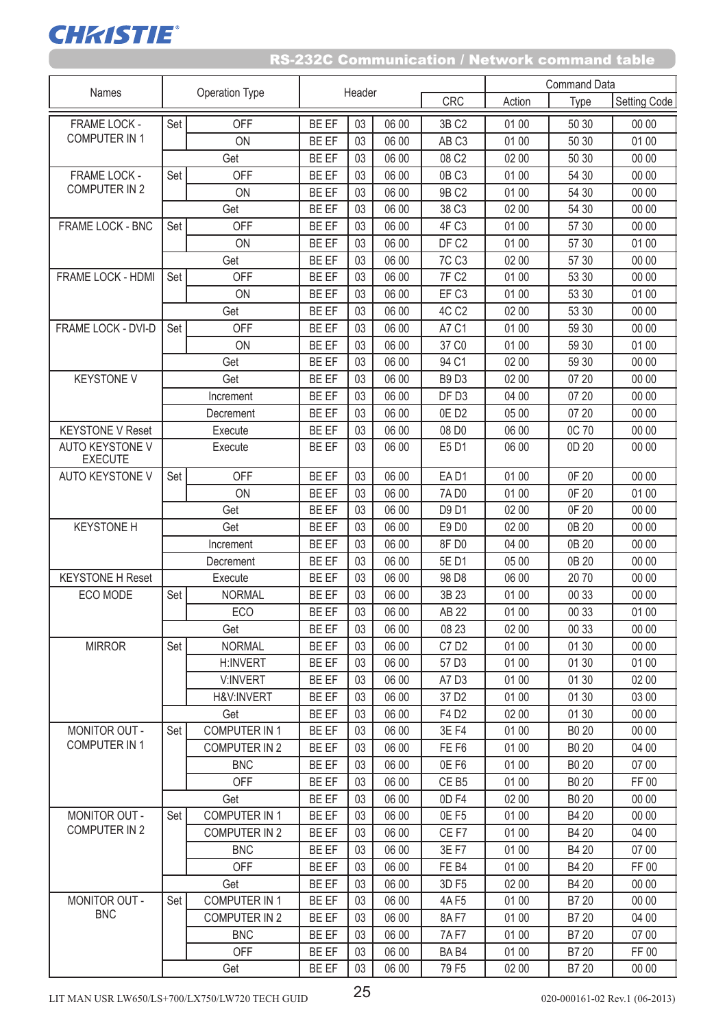## RS-232C Communication / Network command table

| Names | Operation Type | | Header | | | CRC | Command Data Action | Type | Setting Code |
|---|---|---|---|---|---|---|---|---|---|
| FRAME LOCK - COMPUTER IN 1 | Set | OFF | BE EF | 03 | 06 00 | 3B C2 | 01 00 | 50 30 | 00 00 |
| | | ON | BE EF | 03 | 06 00 | AB C3 | 01 00 | 50 30 | 01 00 |
| | Get | | BE EF | 03 | 06 00 | 08 C2 | 02 00 | 50 30 | 00 00 |
| FRAME LOCK - COMPUTER IN 2 | Set | OFF | BE EF | 03 | 06 00 | 0B C3 | 01 00 | 54 30 | 00 00 |
| | | ON | BE EF | 03 | 06 00 | 9B C2 | 01 00 | 54 30 | 00 00 |
| | Get | | BE EF | 03 | 06 00 | 38 C3 | 02 00 | 54 30 | 00 00 |
| FRAME LOCK - BNC | Set | OFF | BE EF | 03 | 06 00 | 4F C3 | 01 00 | 57 30 | 00 00 |
| | | ON | BE EF | 03 | 06 00 | DF C2 | 01 00 | 57 30 | 01 00 |
| | Get | | BE EF | 03 | 06 00 | 7C C3 | 02 00 | 57 30 | 00 00 |
| FRAME LOCK - HDMI | Set | OFF | BE EF | 03 | 06 00 | 7F C2 | 01 00 | 53 30 | 00 00 |
| | | ON | BE EF | 03 | 06 00 | EF C3 | 01 00 | 53 30 | 01 00 |
| | Get | | BE EF | 03 | 06 00 | 4C C2 | 02 00 | 53 30 | 00 00 |
| FRAME LOCK - DVI-D | Set | OFF | BE EF | 03 | 06 00 | A7 C1 | 01 00 | 59 30 | 00 00 |
| | | ON | BE EF | 03 | 06 00 | 37 C0 | 01 00 | 59 30 | 01 00 |
| | Get | | BE EF | 03 | 06 00 | 94 C1 | 02 00 | 59 30 | 00 00 |
| KEYSTONE V | Get | | BE EF | 03 | 06 00 | B9 D3 | 02 00 | 07 20 | 00 00 |
| | Increment | | BE EF | 03 | 06 00 | DF D3 | 04 00 | 07 20 | 00 00 |
| | Decrement | | BE EF | 03 | 06 00 | 0E D2 | 05 00 | 07 20 | 00 00 |
| KEYSTONE V Reset | Execute | | BE EF | 03 | 06 00 | 08 D0 | 06 00 | 0C 70 | 00 00 |
| AUTO KEYSTONE V EXECUTE | Execute | | BE EF | 03 | 06 00 | E5 D1 | 06 00 | 0D 20 | 00 00 |
| AUTO KEYSTONE V | Set | OFF | BE EF | 03 | 06 00 | EA D1 | 01 00 | 0F 20 | 00 00 |
| | | ON | BE EF | 03 | 06 00 | 7A D0 | 01 00 | 0F 20 | 01 00 |
| | Get | | BE EF | 03 | 06 00 | D9 D1 | 02 00 | 0F 20 | 00 00 |
| KEYSTONE H | Get | | BE EF | 03 | 06 00 | E9 D0 | 02 00 | 0B 20 | 00 00 |
| | Increment | | BE EF | 03 | 06 00 | 8F D0 | 04 00 | 0B 20 | 00 00 |
| | Decrement | | BE EF | 03 | 06 00 | 5E D1 | 05 00 | 0B 20 | 00 00 |
| KEYSTONE H Reset | Execute | | BE EF | 03 | 06 00 | 98 D8 | 06 00 | 20 70 | 00 00 |
| ECO MODE | Set | NORMAL | BE EF | 03 | 06 00 | 3B 23 | 01 00 | 00 33 | 00 00 |
| | | ECO | BE EF | 03 | 06 00 | AB 22 | 01 00 | 00 33 | 01 00 |
| | Get | | BE EF | 03 | 06 00 | 08 23 | 02 00 | 00 33 | 00 00 |
| MIRROR | Set | NORMAL | BE EF | 03 | 06 00 | C7 D2 | 01 00 | 01 30 | 00 00 |
| | | H:INVERT | BE EF | 03 | 06 00 | 57 D3 | 01 00 | 01 30 | 01 00 |
| | | V:INVERT | BE EF | 03 | 06 00 | A7 D3 | 01 00 | 01 30 | 02 00 |
| | | H&V:INVERT | BE EF | 03 | 06 00 | 37 D2 | 01 00 | 01 30 | 03 00 |
| | Get | | BE EF | 03 | 06 00 | F4 D2 | 02 00 | 01 30 | 00 00 |
| MONITOR OUT - COMPUTER IN 1 | Set | COMPUTER IN 1 | BE EF | 03 | 06 00 | 3E F4 | 01 00 | B0 20 | 00 00 |
| | | COMPUTER IN 2 | BE EF | 03 | 06 00 | FE F6 | 01 00 | B0 20 | 04 00 |
| | | BNC | BE EF | 03 | 06 00 | 0E F6 | 01 00 | B0 20 | 07 00 |
| | | OFF | BE EF | 03 | 06 00 | CE B5 | 01 00 | B0 20 | FF 00 |
| | Get | | BE EF | 03 | 06 00 | 0D F4 | 02 00 | B0 20 | 00 00 |
| MONITOR OUT - COMPUTER IN 2 | Set | COMPUTER IN 1 | BE EF | 03 | 06 00 | 0E F5 | 01 00 | B4 20 | 00 00 |
| | | COMPUTER IN 2 | BE EF | 03 | 06 00 | CE F7 | 01 00 | B4 20 | 04 00 |
| | | BNC | BE EF | 03 | 06 00 | 3E F7 | 01 00 | B4 20 | 07 00 |
| | | OFF | BE EF | 03 | 06 00 | FE B4 | 01 00 | B4 20 | FF 00 |
| | Get | | BE EF | 03 | 06 00 | 3D F5 | 02 00 | B4 20 | 00 00 |
| MONITOR OUT - BNC | Set | COMPUTER IN 1 | BE EF | 03 | 06 00 | 4A F5 | 01 00 | B7 20 | 00 00 |
| | | COMPUTER IN 2 | BE EF | 03 | 06 00 | 8A F7 | 01 00 | B7 20 | 04 00 |
| | | BNC | BE EF | 03 | 06 00 | 7A F7 | 01 00 | B7 20 | 07 00 |
| | | OFF | BE EF | 03 | 06 00 | BA B4 | 01 00 | B7 20 | FF 00 |
| | Get | | BE EF | 03 | 06 00 | 79 F5 | 02 00 | B7 20 | 00 00 |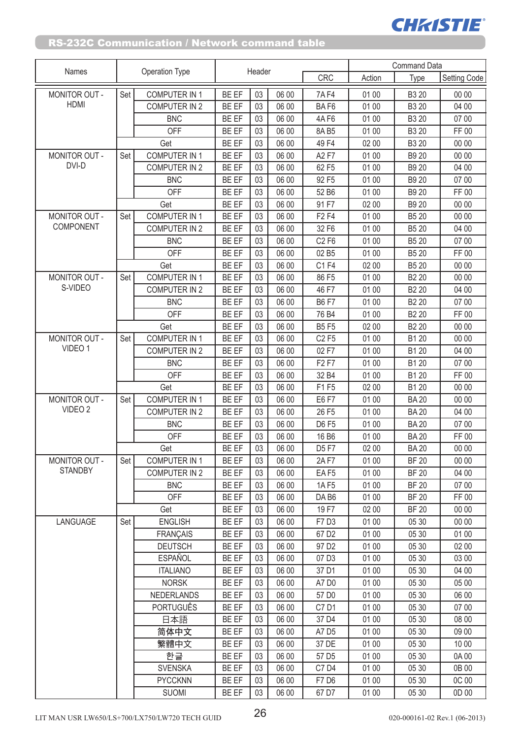## RS-232C Communication / Network command table

| Names | Operation Type | | Header | | | | Command Data | | |
|---|---|---|---|---|---|---|---|---|---|
| | | | | | | CRC | Action | Type | Setting Code |
| MONITOR OUT - HDMI | Set | COMPUTER IN 1 | BE EF | 03 | 06 00 | 7A F4 | 01 00 | B3 20 | 00 00 |
| | | COMPUTER IN 2 | BE EF | 03 | 06 00 | BA F6 | 01 00 | B3 20 | 04 00 |
| | | BNC | BE EF | 03 | 06 00 | 4A F6 | 01 00 | B3 20 | 07 00 |
| | | OFF | BE EF | 03 | 06 00 | 8A B5 | 01 00 | B3 20 | FF 00 |
| | Get | | BE EF | 03 | 06 00 | 49 F4 | 02 00 | B3 20 | 00 00 |
| MONITOR OUT - DVI-D | Set | COMPUTER IN 1 | BE EF | 03 | 06 00 | A2 F7 | 01 00 | B9 20 | 00 00 |
| | | COMPUTER IN 2 | BE EF | 03 | 06 00 | 62 F5 | 01 00 | B9 20 | 04 00 |
| | | BNC | BE EF | 03 | 06 00 | 92 F5 | 01 00 | B9 20 | 07 00 |
| | | OFF | BE EF | 03 | 06 00 | 52 B6 | 01 00 | B9 20 | FF 00 |
| | Get | | BE EF | 03 | 06 00 | 91 F7 | 02 00 | B9 20 | 00 00 |
| MONITOR OUT - COMPONENT | Set | COMPUTER IN 1 | BE EF | 03 | 06 00 | F2 F4 | 01 00 | B5 20 | 00 00 |
| | | COMPUTER IN 2 | BE EF | 03 | 06 00 | 32 F6 | 01 00 | B5 20 | 04 00 |
| | | BNC | BE EF | 03 | 06 00 | C2 F6 | 01 00 | B5 20 | 07 00 |
| | | OFF | BE EF | 03 | 06 00 | 02 B5 | 01 00 | B5 20 | FF 00 |
| | Get | | BE EF | 03 | 06 00 | C1 F4 | 02 00 | B5 20 | 00 00 |
| MONITOR OUT - S-VIDEO | Set | COMPUTER IN 1 | BE EF | 03 | 06 00 | 86 F5 | 01 00 | B2 20 | 00 00 |
| | | COMPUTER IN 2 | BE EF | 03 | 06 00 | 46 F7 | 01 00 | B2 20 | 04 00 |
| | | BNC | BE EF | 03 | 06 00 | B6 F7 | 01 00 | B2 20 | 07 00 |
| | | OFF | BE EF | 03 | 06 00 | 76 B4 | 01 00 | B2 20 | FF 00 |
| | Get | | BE EF | 03 | 06 00 | B5 F5 | 02 00 | B2 20 | 00 00 |
| MONITOR OUT - VIDEO 1 | Set | COMPUTER IN 1 | BE EF | 03 | 06 00 | C2 F5 | 01 00 | B1 20 | 00 00 |
| | | COMPUTER IN 2 | BE EF | 03 | 06 00 | 02 F7 | 01 00 | B1 20 | 04 00 |
| | | BNC | BE EF | 03 | 06 00 | F2 F7 | 01 00 | B1 20 | 07 00 |
| | | OFF | BE EF | 03 | 06 00 | 32 B4 | 01 00 | B1 20 | FF 00 |
| | Get | | BE EF | 03 | 06 00 | F1 F5 | 02 00 | B1 20 | 00 00 |
| MONITOR OUT - VIDEO 2 | Set | COMPUTER IN 1 | BE EF | 03 | 06 00 | E6 F7 | 01 00 | BA 20 | 00 00 |
| | | COMPUTER IN 2 | BE EF | 03 | 06 00 | 26 F5 | 01 00 | BA 20 | 04 00 |
| | | BNC | BE EF | 03 | 06 00 | D6 F5 | 01 00 | BA 20 | 07 00 |
| | | OFF | BE EF | 03 | 06 00 | 16 B6 | 01 00 | BA 20 | FF 00 |
| | Get | | BE EF | 03 | 06 00 | D5 F7 | 02 00 | BA 20 | 00 00 |
| MONITOR OUT - STANDBY | Set | COMPUTER IN 1 | BE EF | 03 | 06 00 | 2A F7 | 01 00 | BF 20 | 00 00 |
| | | COMPUTER IN 2 | BE EF | 03 | 06 00 | EA F5 | 01 00 | BF 20 | 04 00 |
| | | BNC | BE EF | 03 | 06 00 | 1A F5 | 01 00 | BF 20 | 07 00 |
| | | OFF | BE EF | 03 | 06 00 | DA B6 | 01 00 | BF 20 | FF 00 |
| | Get | | BE EF | 03 | 06 00 | 19 F7 | 02 00 | BF 20 | 00 00 |
| LANGUAGE | Set | ENGLISH | BE EF | 03 | 06 00 | F7 D3 | 01 00 | 05 30 | 00 00 |
| | | FRANÇAIS | BE EF | 03 | 06 00 | 67 D2 | 01 00 | 05 30 | 01 00 |
| | | DEUTSCH | BE EF | 03 | 06 00 | 97 D2 | 01 00 | 05 30 | 02 00 |
| | | ESPAÑOL | BE EF | 03 | 06 00 | 07 D3 | 01 00 | 05 30 | 03 00 |
| | | ITALIANO | BE EF | 03 | 06 00 | 37 D1 | 01 00 | 05 30 | 04 00 |
| | | NORSK | BE EF | 03 | 06 00 | A7 D0 | 01 00 | 05 30 | 05 00 |
| | | NEDERLANDS | BE EF | 03 | 06 00 | 57 D0 | 01 00 | 05 30 | 06 00 |
| | | PORTUGUÊS | BE EF | 03 | 06 00 | C7 D1 | 01 00 | 05 30 | 07 00 |
| | | 日本語 | BE EF | 03 | 06 00 | 37 D4 | 01 00 | 05 30 | 08 00 |
| | | 简体中文 | BE EF | 03 | 06 00 | A7 D5 | 01 00 | 05 30 | 09 00 |
| | | 繁體中文 | BE EF | 03 | 06 00 | 37 DE | 01 00 | 05 30 | 10 00 |
| | | 한글 | BE EF | 03 | 06 00 | 57 D5 | 01 00 | 05 30 | 0A 00 |
| | | SVENSKA | BE EF | 03 | 06 00 | C7 D4 | 01 00 | 05 30 | 0B 00 |
| | | PYCCKNN | BE EF | 03 | 06 00 | F7 D6 | 01 00 | 05 30 | 0C 00 |
| | | SUOMI | BE EF | 03 | 06 00 | 67 D7 | 01 00 | 05 30 | 0D 00 |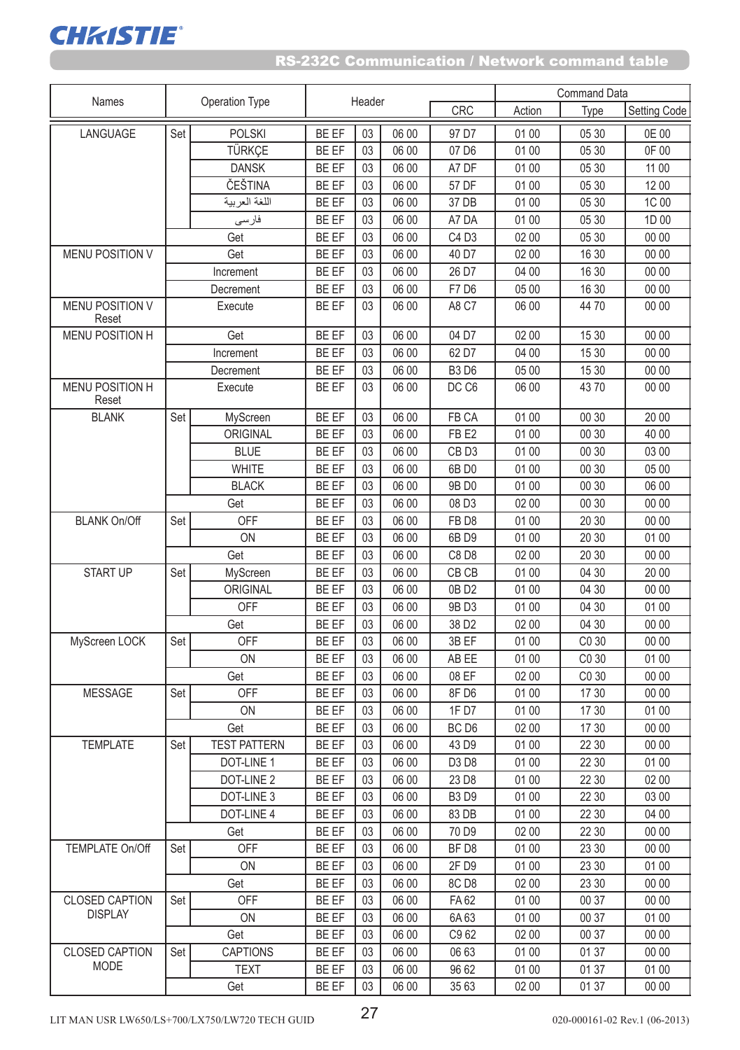| Names | Operation Type | | Header | | | | Command Data | | |
|---|---|---|---|---|---|---|---|---|---|
| | | | | | | CRC | Action | Type | Setting Code |
| LANGUAGE | Set | POLSKI | BE EF | 03 | 06 00 | 97 D7 | 01 00 | 05 30 | 0E 00 |
| | | TÜRKÇE | BE EF | 03 | 06 00 | 07 D6 | 01 00 | 05 30 | 0F 00 |
| | | DANSK | BE EF | 03 | 06 00 | A7 DF | 01 00 | 05 30 | 11 00 |
| | | ČEŠTINA | BE EF | 03 | 06 00 | 57 DF | 01 00 | 05 30 | 12 00 |
| | | اللغة العربية | BE EF | 03 | 06 00 | 37 DB | 01 00 | 05 30 | 1C 00 |
| | | فارسی | BE EF | 03 | 06 00 | A7 DA | 01 00 | 05 30 | 1D 00 |
| | Get | | BE EF | 03 | 06 00 | C4 D3 | 02 00 | 05 30 | 00 00 |
| MENU POSITION V | Get | | BE EF | 03 | 06 00 | 40 D7 | 02 00 | 16 30 | 00 00 |
| | Increment | | BE EF | 03 | 06 00 | 26 D7 | 04 00 | 16 30 | 00 00 |
| | Decrement | | BE EF | 03 | 06 00 | F7 D6 | 05 00 | 16 30 | 00 00 |
| MENU POSITION V Reset | Execute | | BE EF | 03 | 06 00 | A8 C7 | 06 00 | 44 70 | 00 00 |
| MENU POSITION H | Get | | BE EF | 03 | 06 00 | 04 D7 | 02 00 | 15 30 | 00 00 |
| | Increment | | BE EF | 03 | 06 00 | 62 D7 | 04 00 | 15 30 | 00 00 |
| | Decrement | | BE EF | 03 | 06 00 | B3 D6 | 05 00 | 15 30 | 00 00 |
| MENU POSITION H Reset | Execute | | BE EF | 03 | 06 00 | DC C6 | 06 00 | 43 70 | 00 00 |
| BLANK | Set | MyScreen | BE EF | 03 | 06 00 | FB CA | 01 00 | 00 30 | 20 00 |
| | | ORIGINAL | BE EF | 03 | 06 00 | FB E2 | 01 00 | 00 30 | 40 00 |
| | | BLUE | BE EF | 03 | 06 00 | CB D3 | 01 00 | 00 30 | 03 00 |
| | | WHITE | BE EF | 03 | 06 00 | 6B D0 | 01 00 | 00 30 | 05 00 |
| | | BLACK | BE EF | 03 | 06 00 | 9B D0 | 01 00 | 00 30 | 06 00 |
| | Get | | BE EF | 03 | 06 00 | 08 D3 | 02 00 | 00 30 | 00 00 |
| BLANK On/Off | Set | OFF | BE EF | 03 | 06 00 | FB D8 | 01 00 | 20 30 | 00 00 |
| | | ON | BE EF | 03 | 06 00 | 6B D9 | 01 00 | 20 30 | 01 00 |
| | Get | | BE EF | 03 | 06 00 | C8 D8 | 02 00 | 20 30 | 00 00 |
| START UP | Set | MyScreen | BE EF | 03 | 06 00 | CB CB | 01 00 | 04 30 | 20 00 |
| | | ORIGINAL | BE EF | 03 | 06 00 | 0B D2 | 01 00 | 04 30 | 00 00 |
| | | OFF | BE EF | 03 | 06 00 | 9B D3 | 01 00 | 04 30 | 01 00 |
| | Get | | BE EF | 03 | 06 00 | 38 D2 | 02 00 | 04 30 | 00 00 |
| MyScreen LOCK | Set | OFF | BE EF | 03 | 06 00 | 3B EF | 01 00 | C0 30 | 00 00 |
| | | ON | BE EF | 03 | 06 00 | AB EE | 01 00 | C0 30 | 01 00 |
| | Get | | BE EF | 03 | 06 00 | 08 EF | 02 00 | C0 30 | 00 00 |
| MESSAGE | Set | OFF | BE EF | 03 | 06 00 | 8F D6 | 01 00 | 17 30 | 00 00 |
| | | ON | BE EF | 03 | 06 00 | 1F D7 | 01 00 | 17 30 | 01 00 |
| | Get | | BE EF | 03 | 06 00 | BC D6 | 02 00 | 17 30 | 00 00 |
| TEMPLATE | Set | TEST PATTERN | BE EF | 03 | 06 00 | 43 D9 | 01 00 | 22 30 | 00 00 |
| | | DOT-LINE 1 | BE EF | 03 | 06 00 | D3 D8 | 01 00 | 22 30 | 01 00 |
| | | DOT-LINE 2 | BE EF | 03 | 06 00 | 23 D8 | 01 00 | 22 30 | 02 00 |
| | | DOT-LINE 3 | BE EF | 03 | 06 00 | B3 D9 | 01 00 | 22 30 | 03 00 |
| | | DOT-LINE 4 | BE EF | 03 | 06 00 | 83 DB | 01 00 | 22 30 | 04 00 |
| | Get | | BE EF | 03 | 06 00 | 70 D9 | 02 00 | 22 30 | 00 00 |
| TEMPLATE On/Off | Set | OFF | BE EF | 03 | 06 00 | BF D8 | 01 00 | 23 30 | 00 00 |
| | | ON | BE EF | 03 | 06 00 | 2F D9 | 01 00 | 23 30 | 01 00 |
| | Get | | BE EF | 03 | 06 00 | 8C D8 | 02 00 | 23 30 | 00 00 |
| CLOSED CAPTION DISPLAY | Set | OFF | BE EF | 03 | 06 00 | FA 62 | 01 00 | 00 37 | 00 00 |
| | | ON | BE EF | 03 | 06 00 | 6A 63 | 01 00 | 00 37 | 01 00 |
| | Get | | BE EF | 03 | 06 00 | C9 62 | 02 00 | 00 37 | 00 00 |
| CLOSED CAPTION MODE | Set | CAPTIONS | BE EF | 03 | 06 00 | 06 63 | 01 00 | 01 37 | 00 00 |
| | | TEXT | BE EF | 03 | 06 00 | 96 62 | 01 00 | 01 37 | 01 00 |
| | Get | | BE EF | 03 | 06 00 | 35 63 | 02 00 | 01 37 | 00 00 |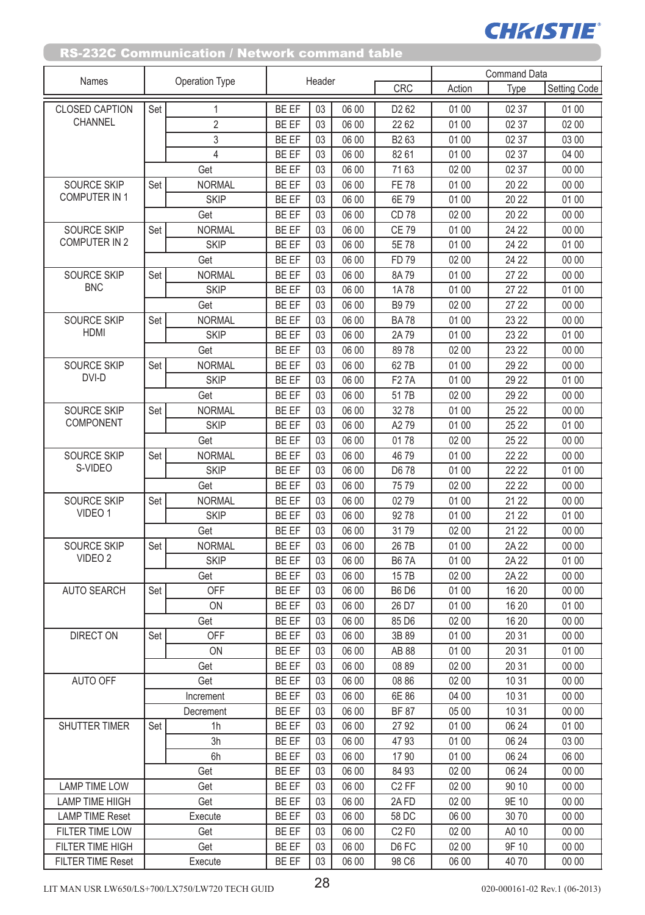## RS-232C Communication / Network command table

| Names | Operation Type | | Header | | | CRC | Command Data | | |
|---|---|---|---|---|---|---|---|---|---|
| | | | | | | | Action | Type | Setting Code |
| CLOSED CAPTION CHANNEL | Set | 1 | BE EF | 03 | 06 00 | D2 62 | 01 00 | 02 37 | 01 00 |
| | | 2 | BE EF | 03 | 06 00 | 22 62 | 01 00 | 02 37 | 02 00 |
| | | 3 | BE EF | 03 | 06 00 | B2 63 | 01 00 | 02 37 | 03 00 |
| | | 4 | BE EF | 03 | 06 00 | 82 61 | 01 00 | 02 37 | 04 00 |
| | Get | | BE EF | 03 | 06 00 | 71 63 | 02 00 | 02 37 | 00 00 |
| SOURCE SKIP COMPUTER IN 1 | Set | NORMAL | BE EF | 03 | 06 00 | FE 78 | 01 00 | 20 22 | 00 00 |
| | | SKIP | BE EF | 03 | 06 00 | 6E 79 | 01 00 | 20 22 | 01 00 |
| | Get | | BE EF | 03 | 06 00 | CD 78 | 02 00 | 20 22 | 00 00 |
| SOURCE SKIP COMPUTER IN 2 | Set | NORMAL | BE EF | 03 | 06 00 | CE 79 | 01 00 | 24 22 | 00 00 |
| | | SKIP | BE EF | 03 | 06 00 | 5E 78 | 01 00 | 24 22 | 01 00 |
| | Get | | BE EF | 03 | 06 00 | FD 79 | 02 00 | 24 22 | 00 00 |
| SOURCE SKIP BNC | Set | NORMAL | BE EF | 03 | 06 00 | 8A 79 | 01 00 | 27 22 | 00 00 |
| | | SKIP | BE EF | 03 | 06 00 | 1A 78 | 01 00 | 27 22 | 01 00 |
| | Get | | BE EF | 03 | 06 00 | B9 79 | 02 00 | 27 22 | 00 00 |
| SOURCE SKIP HDMI | Set | NORMAL | BE EF | 03 | 06 00 | BA 78 | 01 00 | 23 22 | 00 00 |
| | | SKIP | BE EF | 03 | 06 00 | 2A 79 | 01 00 | 23 22 | 01 00 |
| | Get | | BE EF | 03 | 06 00 | 89 78 | 02 00 | 23 22 | 00 00 |
| SOURCE SKIP DVI-D | Set | NORMAL | BE EF | 03 | 06 00 | 62 7B | 01 00 | 29 22 | 00 00 |
| | | SKIP | BE EF | 03 | 06 00 | F2 7A | 01 00 | 29 22 | 01 00 |
| | Get | | BE EF | 03 | 06 00 | 51 7B | 02 00 | 29 22 | 00 00 |
| SOURCE SKIP COMPONENT | Set | NORMAL | BE EF | 03 | 06 00 | 32 78 | 01 00 | 25 22 | 00 00 |
| | | SKIP | BE EF | 03 | 06 00 | A2 79 | 01 00 | 25 22 | 01 00 |
| | Get | | BE EF | 03 | 06 00 | 01 78 | 02 00 | 25 22 | 00 00 |
| SOURCE SKIP S-VIDEO | Set | NORMAL | BE EF | 03 | 06 00 | 46 79 | 01 00 | 22 22 | 00 00 |
| | | SKIP | BE EF | 03 | 06 00 | D6 78 | 01 00 | 22 22 | 01 00 |
| | Get | | BE EF | 03 | 06 00 | 75 79 | 02 00 | 22 22 | 00 00 |
| SOURCE SKIP VIDEO 1 | Set | NORMAL | BE EF | 03 | 06 00 | 02 79 | 01 00 | 21 22 | 00 00 |
| | | SKIP | BE EF | 03 | 06 00 | 92 78 | 01 00 | 21 22 | 01 00 |
| | Get | | BE EF | 03 | 06 00 | 31 79 | 02 00 | 21 22 | 00 00 |
| SOURCE SKIP VIDEO 2 | Set | NORMAL | BE EF | 03 | 06 00 | 26 7B | 01 00 | 2A 22 | 00 00 |
| | | SKIP | BE EF | 03 | 06 00 | B6 7A | 01 00 | 2A 22 | 01 00 |
| | Get | | BE EF | 03 | 06 00 | 15 7B | 02 00 | 2A 22 | 00 00 |
| AUTO SEARCH | Set | OFF | BE EF | 03 | 06 00 | B6 D6 | 01 00 | 16 20 | 00 00 |
| | | ON | BE EF | 03 | 06 00 | 26 D7 | 01 00 | 16 20 | 01 00 |
| | Get | | BE EF | 03 | 06 00 | 85 D6 | 02 00 | 16 20 | 00 00 |
| DIRECT ON | Set | OFF | BE EF | 03 | 06 00 | 3B 89 | 01 00 | 20 31 | 00 00 |
| | | ON | BE EF | 03 | 06 00 | AB 88 | 01 00 | 20 31 | 01 00 |
| | Get | | BE EF | 03 | 06 00 | 08 89 | 02 00 | 20 31 | 00 00 |
| AUTO OFF | Get | | BE EF | 03 | 06 00 | 08 86 | 02 00 | 10 31 | 00 00 |
| | Increment | | BE EF | 03 | 06 00 | 6E 86 | 04 00 | 10 31 | 00 00 |
| | Decrement | | BE EF | 03 | 06 00 | BF 87 | 05 00 | 10 31 | 00 00 |
| SHUTTER TIMER | Set | 1h | BE EF | 03 | 06 00 | 27 92 | 01 00 | 06 24 | 01 00 |
| | | 3h | BE EF | 03 | 06 00 | 47 93 | 01 00 | 06 24 | 03 00 |
| | | 6h | BE EF | 03 | 06 00 | 17 90 | 01 00 | 06 24 | 06 00 |
| | Get | | BE EF | 03 | 06 00 | 84 93 | 02 00 | 06 24 | 00 00 |
| LAMP TIME LOW | Get | | BE EF | 03 | 06 00 | C2 FF | 02 00 | 90 10 | 00 00 |
| LAMP TIME HIIGH | Get | | BE EF | 03 | 06 00 | 2A FD | 02 00 | 9E 10 | 00 00 |
| LAMP TIME Reset | Execute | | BE EF | 03 | 06 00 | 58 DC | 06 00 | 30 70 | 00 00 |
| FILTER TIME LOW | Get | | BE EF | 03 | 06 00 | C2 F0 | 02 00 | A0 10 | 00 00 |
| FILTER TIME HIGH | Get | | BE EF | 03 | 06 00 | D6 FC | 02 00 | 9F 10 | 00 00 |
| FILTER TIME Reset | Execute | | BE EF | 03 | 06 00 | 98 C6 | 06 00 | 40 70 | 00 00 |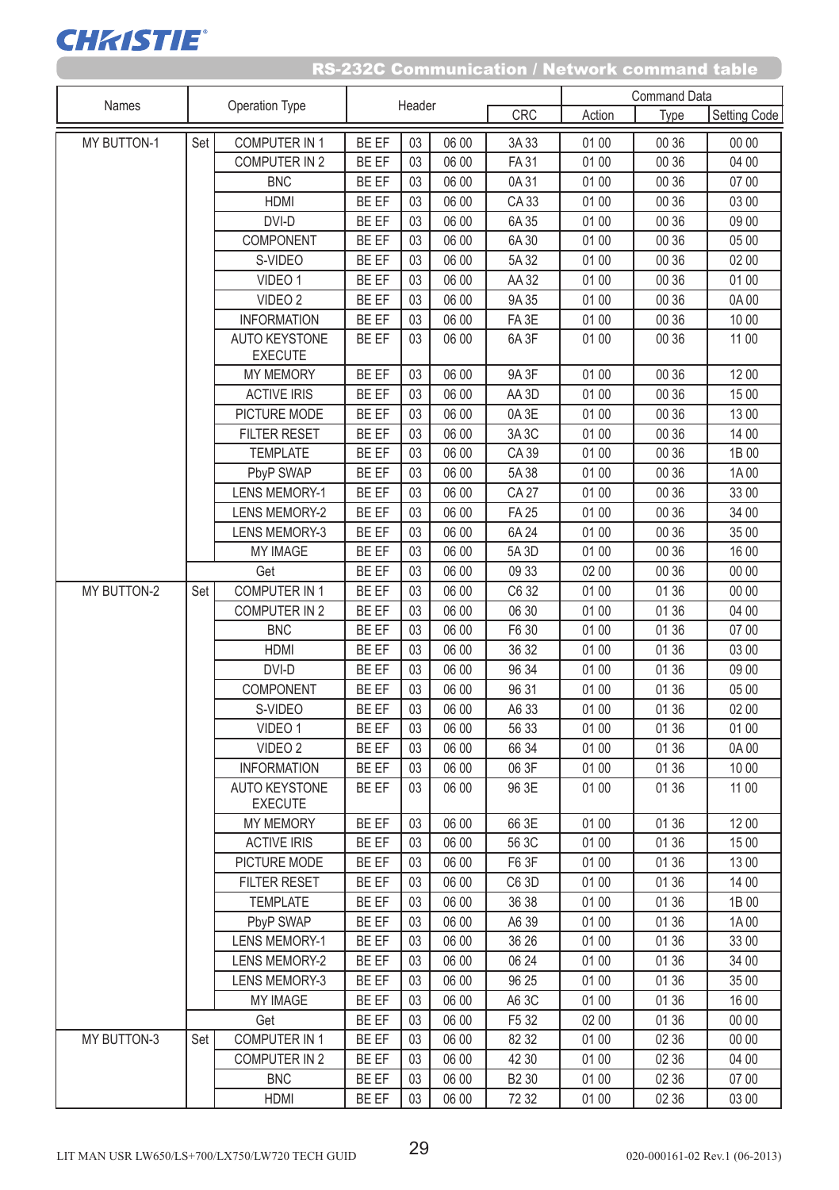## RS-232C Communication / Network command table

| Names | Operation Type | | Header | | | | Command Data | | |
|---|---|---|---|---|---|---|---|---|---|
| | | | | | | CRC | Action | Type | Setting Code |
| MY BUTTON-1 | Set | COMPUTER IN 1 | BE EF | 03 | 06 00 | 3A 33 | 01 00 | 00 36 | 00 00 |
| | | COMPUTER IN 2 | BE EF | 03 | 06 00 | FA 31 | 01 00 | 00 36 | 04 00 |
| | | BNC | BE EF | 03 | 06 00 | 0A 31 | 01 00 | 00 36 | 07 00 |
| | | HDMI | BE EF | 03 | 06 00 | CA 33 | 01 00 | 00 36 | 03 00 |
| | | DVI-D | BE EF | 03 | 06 00 | 6A 35 | 01 00 | 00 36 | 09 00 |
| | | COMPONENT | BE EF | 03 | 06 00 | 6A 30 | 01 00 | 00 36 | 05 00 |
| | | S-VIDEO | BE EF | 03 | 06 00 | 5A 32 | 01 00 | 00 36 | 02 00 |
| | | VIDEO 1 | BE EF | 03 | 06 00 | AA 32 | 01 00 | 00 36 | 01 00 |
| | | VIDEO 2 | BE EF | 03 | 06 00 | 9A 35 | 01 00 | 00 36 | 0A 00 |
| | | INFORMATION | BE EF | 03 | 06 00 | FA 3E | 01 00 | 00 36 | 10 00 |
| | | AUTO KEYSTONE EXECUTE | BE EF | 03 | 06 00 | 6A 3F | 01 00 | 00 36 | 11 00 |
| | | MY MEMORY | BE EF | 03 | 06 00 | 9A 3F | 01 00 | 00 36 | 12 00 |
| | | ACTIVE IRIS | BE EF | 03 | 06 00 | AA 3D | 01 00 | 00 36 | 15 00 |
| | | PICTURE MODE | BE EF | 03 | 06 00 | 0A 3E | 01 00 | 00 36 | 13 00 |
| | | FILTER RESET | BE EF | 03 | 06 00 | 3A 3C | 01 00 | 00 36 | 14 00 |
| | | TEMPLATE | BE EF | 03 | 06 00 | CA 39 | 01 00 | 00 36 | 1B 00 |
| | | PbyP SWAP | BE EF | 03 | 06 00 | 5A 38 | 01 00 | 00 36 | 1A 00 |
| | | LENS MEMORY-1 | BE EF | 03 | 06 00 | CA 27 | 01 00 | 00 36 | 33 00 |
| | | LENS MEMORY-2 | BE EF | 03 | 06 00 | FA 25 | 01 00 | 00 36 | 34 00 |
| | | LENS MEMORY-3 | BE EF | 03 | 06 00 | 6A 24 | 01 00 | 00 36 | 35 00 |
| | | MY IMAGE | BE EF | 03 | 06 00 | 5A 3D | 01 00 | 00 36 | 16 00 |
| | Get | | BE EF | 03 | 06 00 | 09 33 | 02 00 | 00 36 | 00 00 |
| MY BUTTON-2 | Set | COMPUTER IN 1 | BE EF | 03 | 06 00 | C6 32 | 01 00 | 01 36 | 00 00 |
| | | COMPUTER IN 2 | BE EF | 03 | 06 00 | 06 30 | 01 00 | 01 36 | 04 00 |
| | | BNC | BE EF | 03 | 06 00 | F6 30 | 01 00 | 01 36 | 07 00 |
| | | HDMI | BE EF | 03 | 06 00 | 36 32 | 01 00 | 01 36 | 03 00 |
| | | DVI-D | BE EF | 03 | 06 00 | 96 34 | 01 00 | 01 36 | 09 00 |
| | | COMPONENT | BE EF | 03 | 06 00 | 96 31 | 01 00 | 01 36 | 05 00 |
| | | S-VIDEO | BE EF | 03 | 06 00 | A6 33 | 01 00 | 01 36 | 02 00 |
| | | VIDEO 1 | BE EF | 03 | 06 00 | 56 33 | 01 00 | 01 36 | 01 00 |
| | | VIDEO 2 | BE EF | 03 | 06 00 | 66 34 | 01 00 | 01 36 | 0A 00 |
| | | INFORMATION | BE EF | 03 | 06 00 | 06 3F | 01 00 | 01 36 | 10 00 |
| | | AUTO KEYSTONE EXECUTE | BE EF | 03 | 06 00 | 96 3E | 01 00 | 01 36 | 11 00 |
| | | MY MEMORY | BE EF | 03 | 06 00 | 66 3E | 01 00 | 01 36 | 12 00 |
| | | ACTIVE IRIS | BE EF | 03 | 06 00 | 56 3C | 01 00 | 01 36 | 15 00 |
| | | PICTURE MODE | BE EF | 03 | 06 00 | F6 3F | 01 00 | 01 36 | 13 00 |
| | | FILTER RESET | BE EF | 03 | 06 00 | C6 3D | 01 00 | 01 36 | 14 00 |
| | | TEMPLATE | BE EF | 03 | 06 00 | 36 38 | 01 00 | 01 36 | 1B 00 |
| | | PbyP SWAP | BE EF | 03 | 06 00 | A6 39 | 01 00 | 01 36 | 1A 00 |
| | | LENS MEMORY-1 | BE EF | 03 | 06 00 | 36 26 | 01 00 | 01 36 | 33 00 |
| | | LENS MEMORY-2 | BE EF | 03 | 06 00 | 06 24 | 01 00 | 01 36 | 34 00 |
| | | LENS MEMORY-3 | BE EF | 03 | 06 00 | 96 25 | 01 00 | 01 36 | 35 00 |
| | | MY IMAGE | BE EF | 03 | 06 00 | A6 3C | 01 00 | 01 36 | 16 00 |
| | Get | | BE EF | 03 | 06 00 | F5 32 | 02 00 | 01 36 | 00 00 |
| MY BUTTON-3 | Set | COMPUTER IN 1 | BE EF | 03 | 06 00 | 82 32 | 01 00 | 02 36 | 00 00 |
| | | COMPUTER IN 2 | BE EF | 03 | 06 00 | 42 30 | 01 00 | 02 36 | 04 00 |
| | | BNC | BE EF | 03 | 06 00 | B2 30 | 01 00 | 02 36 | 07 00 |
| | | HDMI | BE EF | 03 | 06 00 | 72 32 | 01 00 | 02 36 | 03 00 |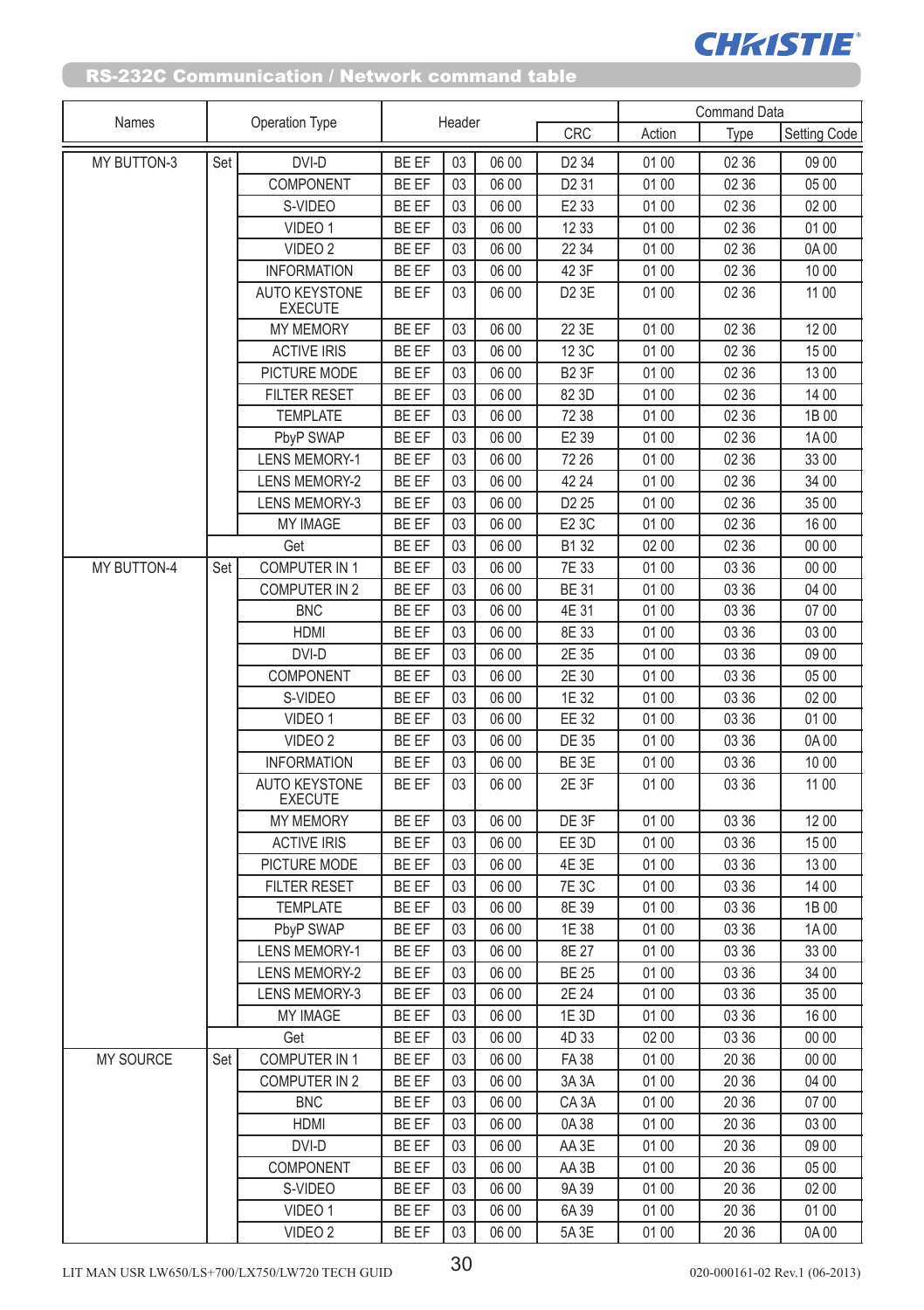## RS-232C Communication / Network command table

| Names | Operation Type | | Header | | | | Command Data | | |
|---|---|---|---|---|---|---|---|---|---|
| | | | | | | CRC | Action | Type | Setting Code |
| MY BUTTON-3 | Set | DVI-D | BE EF | 03 | 06 00 | D2 34 | 01 00 | 02 36 | 09 00 |
| | | COMPONENT | BE EF | 03 | 06 00 | D2 31 | 01 00 | 02 36 | 05 00 |
| | | S-VIDEO | BE EF | 03 | 06 00 | E2 33 | 01 00 | 02 36 | 02 00 |
| | | VIDEO 1 | BE EF | 03 | 06 00 | 12 33 | 01 00 | 02 36 | 01 00 |
| | | VIDEO 2 | BE EF | 03 | 06 00 | 22 34 | 01 00 | 02 36 | 0A 00 |
| | | INFORMATION | BE EF | 03 | 06 00 | 42 3F | 01 00 | 02 36 | 10 00 |
| | | AUTO KEYSTONE EXECUTE | BE EF | 03 | 06 00 | D2 3E | 01 00 | 02 36 | 11 00 |
| | | MY MEMORY | BE EF | 03 | 06 00 | 22 3E | 01 00 | 02 36 | 12 00 |
| | | ACTIVE IRIS | BE EF | 03 | 06 00 | 12 3C | 01 00 | 02 36 | 15 00 |
| | | PICTURE MODE | BE EF | 03 | 06 00 | B2 3F | 01 00 | 02 36 | 13 00 |
| | | FILTER RESET | BE EF | 03 | 06 00 | 82 3D | 01 00 | 02 36 | 14 00 |
| | | TEMPLATE | BE EF | 03 | 06 00 | 72 38 | 01 00 | 02 36 | 1B 00 |
| | | PbyP SWAP | BE EF | 03 | 06 00 | E2 39 | 01 00 | 02 36 | 1A 00 |
| | | LENS MEMORY-1 | BE EF | 03 | 06 00 | 72 26 | 01 00 | 02 36 | 33 00 |
| | | LENS MEMORY-2 | BE EF | 03 | 06 00 | 42 24 | 01 00 | 02 36 | 34 00 |
| | | LENS MEMORY-3 | BE EF | 03 | 06 00 | D2 25 | 01 00 | 02 36 | 35 00 |
| | | MY IMAGE | BE EF | 03 | 06 00 | E2 3C | 01 00 | 02 36 | 16 00 |
| | Get | | BE EF | 03 | 06 00 | B1 32 | 02 00 | 02 36 | 00 00 |
| MY BUTTON-4 | Set | COMPUTER IN 1 | BE EF | 03 | 06 00 | 7E 33 | 01 00 | 03 36 | 00 00 |
| | | COMPUTER IN 2 | BE EF | 03 | 06 00 | BE 31 | 01 00 | 03 36 | 04 00 |
| | | BNC | BE EF | 03 | 06 00 | 4E 31 | 01 00 | 03 36 | 07 00 |
| | | HDMI | BE EF | 03 | 06 00 | 8E 33 | 01 00 | 03 36 | 03 00 |
| | | DVI-D | BE EF | 03 | 06 00 | 2E 35 | 01 00 | 03 36 | 09 00 |
| | | COMPONENT | BE EF | 03 | 06 00 | 2E 30 | 01 00 | 03 36 | 05 00 |
| | | S-VIDEO | BE EF | 03 | 06 00 | 1E 32 | 01 00 | 03 36 | 02 00 |
| | | VIDEO 1 | BE EF | 03 | 06 00 | EE 32 | 01 00 | 03 36 | 01 00 |
| | | VIDEO 2 | BE EF | 03 | 06 00 | DE 35 | 01 00 | 03 36 | 0A 00 |
| | | INFORMATION | BE EF | 03 | 06 00 | BE 3E | 01 00 | 03 36 | 10 00 |
| | | AUTO KEYSTONE EXECUTE | BE EF | 03 | 06 00 | 2E 3F | 01 00 | 03 36 | 11 00 |
| | | MY MEMORY | BE EF | 03 | 06 00 | DE 3F | 01 00 | 03 36 | 12 00 |
| | | ACTIVE IRIS | BE EF | 03 | 06 00 | EE 3D | 01 00 | 03 36 | 15 00 |
| | | PICTURE MODE | BE EF | 03 | 06 00 | 4E 3E | 01 00 | 03 36 | 13 00 |
| | | FILTER RESET | BE EF | 03 | 06 00 | 7E 3C | 01 00 | 03 36 | 14 00 |
| | | TEMPLATE | BE EF | 03 | 06 00 | 8E 39 | 01 00 | 03 36 | 1B 00 |
| | | PbyP SWAP | BE EF | 03 | 06 00 | 1E 38 | 01 00 | 03 36 | 1A 00 |
| | | LENS MEMORY-1 | BE EF | 03 | 06 00 | 8E 27 | 01 00 | 03 36 | 33 00 |
| | | LENS MEMORY-2 | BE EF | 03 | 06 00 | BE 25 | 01 00 | 03 36 | 34 00 |
| | | LENS MEMORY-3 | BE EF | 03 | 06 00 | 2E 24 | 01 00 | 03 36 | 35 00 |
| | | MY IMAGE | BE EF | 03 | 06 00 | 1E 3D | 01 00 | 03 36 | 16 00 |
| | Get | | BE EF | 03 | 06 00 | 4D 33 | 02 00 | 03 36 | 00 00 |
| MY SOURCE | Set | COMPUTER IN 1 | BE EF | 03 | 06 00 | FA 38 | 01 00 | 20 36 | 00 00 |
| | | COMPUTER IN 2 | BE EF | 03 | 06 00 | 3A 3A | 01 00 | 20 36 | 04 00 |
| | | BNC | BE EF | 03 | 06 00 | CA 3A | 01 00 | 20 36 | 07 00 |
| | | HDMI | BE EF | 03 | 06 00 | 0A 38 | 01 00 | 20 36 | 03 00 |
| | | DVI-D | BE EF | 03 | 06 00 | AA 3E | 01 00 | 20 36 | 09 00 |
| | | COMPONENT | BE EF | 03 | 06 00 | AA 3B | 01 00 | 20 36 | 05 00 |
| | | S-VIDEO | BE EF | 03 | 06 00 | 9A 39 | 01 00 | 20 36 | 02 00 |
| | | VIDEO 1 | BE EF | 03 | 06 00 | 6A 39 | 01 00 | 20 36 | 01 00 |
| | | VIDEO 2 | BE EF | 03 | 06 00 | 5A 3E | 01 00 | 20 36 | 0A 00 |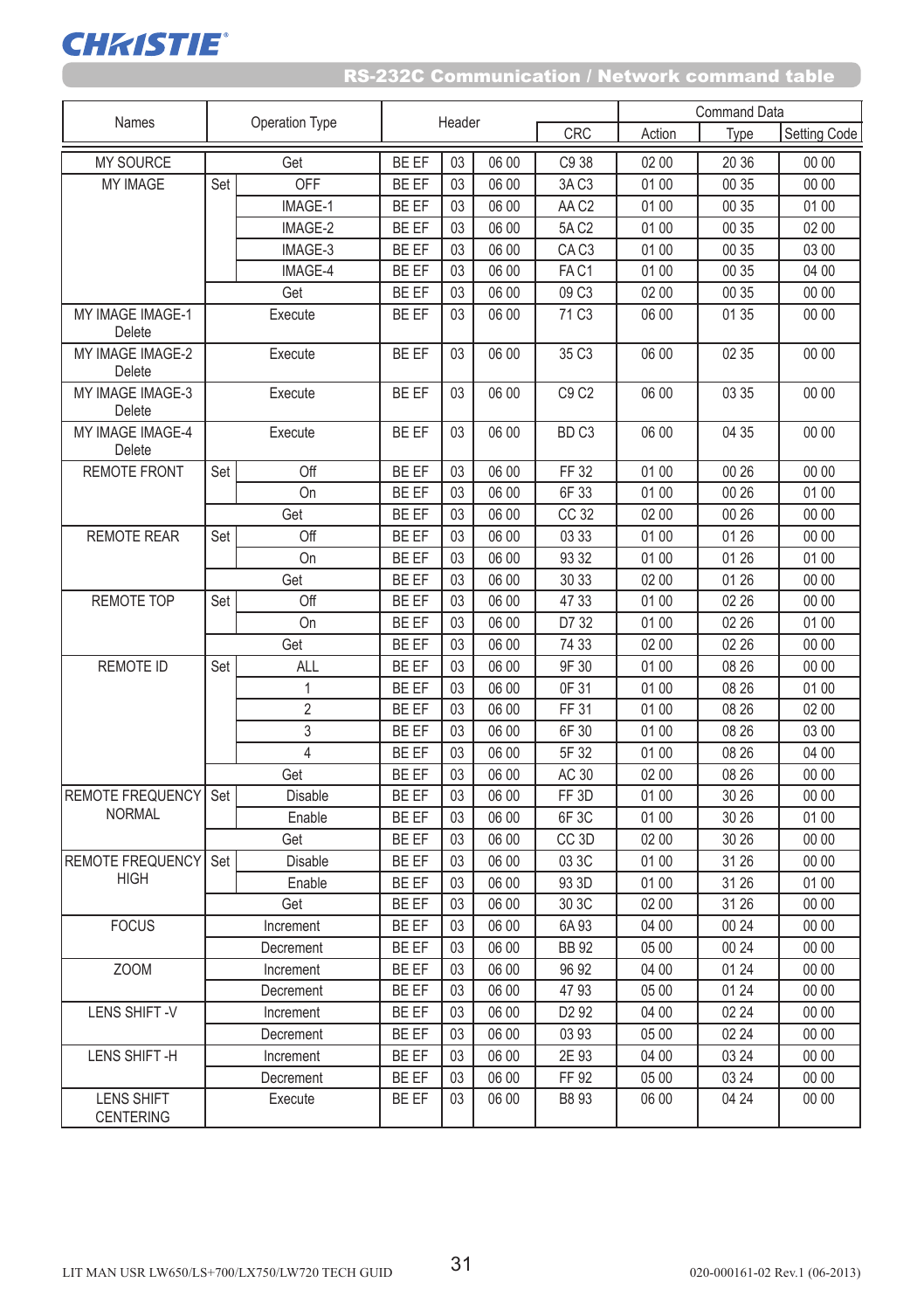## RS-232C Communication / Network command table

| Names | Operation Type | | Header | | | | Command Data | | |
|---|---|---|---|---|---|---|---|---|---|
| | | | | | | CRC | Action | Type | Setting Code |
| MY SOURCE | Get | | BE EF | 03 | 06 00 | C9 38 | 02 00 | 20 36 | 00 00 |
| MY IMAGE | Set | OFF | BE EF | 03 | 06 00 | 3A C3 | 01 00 | 00 35 | 00 00 |
| | | IMAGE-1 | BE EF | 03 | 06 00 | AA C2 | 01 00 | 00 35 | 01 00 |
| | | IMAGE-2 | BE EF | 03 | 06 00 | 5A C2 | 01 00 | 00 35 | 02 00 |
| | | IMAGE-3 | BE EF | 03 | 06 00 | CA C3 | 01 00 | 00 35 | 03 00 |
| | | IMAGE-4 | BE EF | 03 | 06 00 | FA C1 | 01 00 | 00 35 | 04 00 |
| | Get | | BE EF | 03 | 06 00 | 09 C3 | 02 00 | 00 35 | 00 00 |
| MY IMAGE IMAGE-1 Delete | Execute | | BE EF | 03 | 06 00 | 71 C3 | 06 00 | 01 35 | 00 00 |
| MY IMAGE IMAGE-2 Delete | Execute | | BE EF | 03 | 06 00 | 35 C3 | 06 00 | 02 35 | 00 00 |
| MY IMAGE IMAGE-3 Delete | Execute | | BE EF | 03 | 06 00 | C9 C2 | 06 00 | 03 35 | 00 00 |
| MY IMAGE IMAGE-4 Delete | Execute | | BE EF | 03 | 06 00 | BD C3 | 06 00 | 04 35 | 00 00 |
| REMOTE FRONT | Set | Off | BE EF | 03 | 06 00 | FF 32 | 01 00 | 00 26 | 00 00 |
| | | On | BE EF | 03 | 06 00 | 6F 33 | 01 00 | 00 26 | 01 00 |
| | Get | | BE EF | 03 | 06 00 | CC 32 | 02 00 | 00 26 | 00 00 |
| REMOTE REAR | Set | Off | BE EF | 03 | 06 00 | 03 33 | 01 00 | 01 26 | 00 00 |
| | | On | BE EF | 03 | 06 00 | 93 32 | 01 00 | 01 26 | 01 00 |
| | Get | | BE EF | 03 | 06 00 | 30 33 | 02 00 | 01 26 | 00 00 |
| REMOTE TOP | Set | Off | BE EF | 03 | 06 00 | 47 33 | 01 00 | 02 26 | 00 00 |
| | | On | BE EF | 03 | 06 00 | D7 32 | 01 00 | 02 26 | 01 00 |
| | Get | | BE EF | 03 | 06 00 | 74 33 | 02 00 | 02 26 | 00 00 |
| REMOTE ID | Set | ALL | BE EF | 03 | 06 00 | 9F 30 | 01 00 | 08 26 | 00 00 |
| | | 1 | BE EF | 03 | 06 00 | 0F 31 | 01 00 | 08 26 | 01 00 |
| | | 2 | BE EF | 03 | 06 00 | FF 31 | 01 00 | 08 26 | 02 00 |
| | | 3 | BE EF | 03 | 06 00 | 6F 30 | 01 00 | 08 26 | 03 00 |
| | | 4 | BE EF | 03 | 06 00 | 5F 32 | 01 00 | 08 26 | 04 00 |
| | Get | | BE EF | 03 | 06 00 | AC 30 | 02 00 | 08 26 | 00 00 |
| REMOTE FREQUENCY NORMAL | Set | Disable | BE EF | 03 | 06 00 | FF 3D | 01 00 | 30 26 | 00 00 |
| | | Enable | BE EF | 03 | 06 00 | 6F 3C | 01 00 | 30 26 | 01 00 |
| | Get | | BE EF | 03 | 06 00 | CC 3D | 02 00 | 30 26 | 00 00 |
| REMOTE FREQUENCY HIGH | Set | Disable | BE EF | 03 | 06 00 | 03 3C | 01 00 | 31 26 | 00 00 |
| | | Enable | BE EF | 03 | 06 00 | 93 3D | 01 00 | 31 26 | 01 00 |
| | Get | | BE EF | 03 | 06 00 | 30 3C | 02 00 | 31 26 | 00 00 |
| FOCUS | Increment | | BE EF | 03 | 06 00 | 6A 93 | 04 00 | 00 24 | 00 00 |
| | Decrement | | BE EF | 03 | 06 00 | BB 92 | 05 00 | 00 24 | 00 00 |
| ZOOM | Increment | | BE EF | 03 | 06 00 | 96 92 | 04 00 | 01 24 | 00 00 |
| | Decrement | | BE EF | 03 | 06 00 | 47 93 | 05 00 | 01 24 | 00 00 |
| LENS SHIFT -V | Increment | | BE EF | 03 | 06 00 | D2 92 | 04 00 | 02 24 | 00 00 |
| | Decrement | | BE EF | 03 | 06 00 | 03 93 | 05 00 | 02 24 | 00 00 |
| LENS SHIFT -H | Increment | | BE EF | 03 | 06 00 | 2E 93 | 04 00 | 03 24 | 00 00 |
| | Decrement | | BE EF | 03 | 06 00 | FF 92 | 05 00 | 03 24 | 00 00 |
| LENS SHIFT CENTERING | Execute | | BE EF | 03 | 06 00 | B8 93 | 06 00 | 04 24 | 00 00 |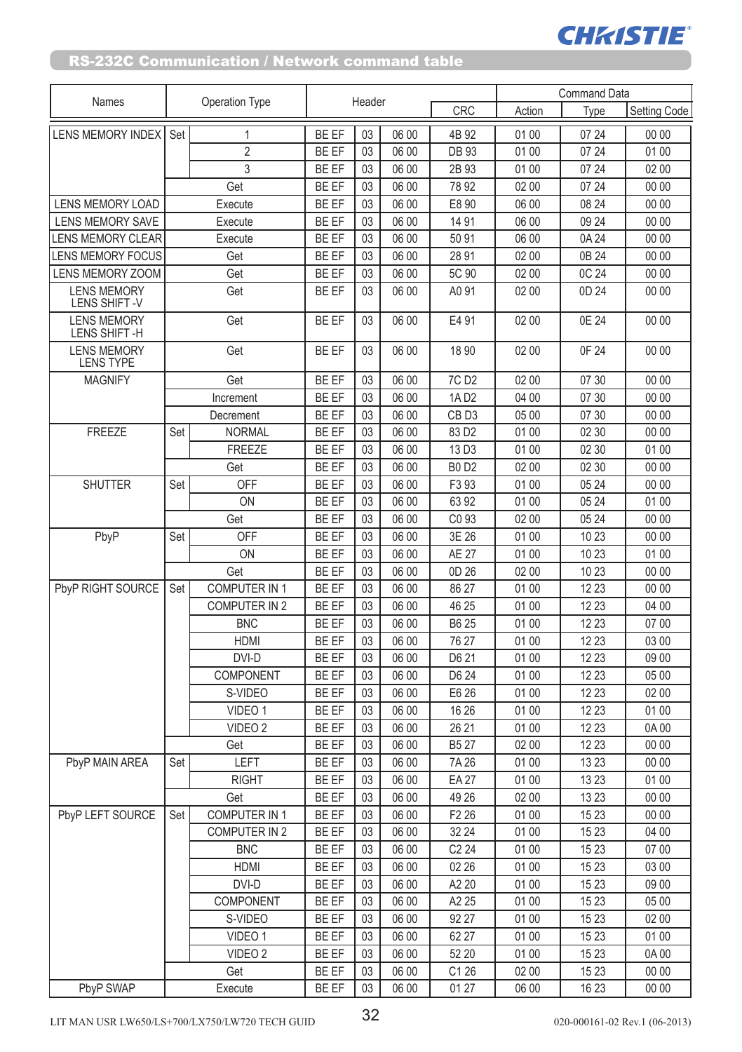## RS-232C Communication / Network command table

| Names | Operation Type | | Header | | | | Command Data | | |
|---|---|---|---|---|---|---|---|---|---|
| | | | | | | CRC | Action | Type | Setting Code |
| LENS MEMORY INDEX | Set | 1 | BE EF | 03 | 06 00 | 4B 92 | 01 00 | 07 24 | 00 00 |
| | | 2 | BE EF | 03 | 06 00 | DB 93 | 01 00 | 07 24 | 01 00 |
| | | 3 | BE EF | 03 | 06 00 | 2B 93 | 01 00 | 07 24 | 02 00 |
| | Get | | BE EF | 03 | 06 00 | 78 92 | 02 00 | 07 24 | 00 00 |
| LENS MEMORY LOAD | Execute | | BE EF | 03 | 06 00 | E8 90 | 06 00 | 08 24 | 00 00 |
| LENS MEMORY SAVE | Execute | | BE EF | 03 | 06 00 | 14 91 | 06 00 | 09 24 | 00 00 |
| LENS MEMORY CLEAR | Execute | | BE EF | 03 | 06 00 | 50 91 | 06 00 | 0A 24 | 00 00 |
| LENS MEMORY FOCUS | Get | | BE EF | 03 | 06 00 | 28 91 | 02 00 | 0B 24 | 00 00 |
| LENS MEMORY ZOOM | Get | | BE EF | 03 | 06 00 | 5C 90 | 02 00 | 0C 24 | 00 00 |
| LENS MEMORY LENS SHIFT -V | Get | | BE EF | 03 | 06 00 | A0 91 | 02 00 | 0D 24 | 00 00 |
| LENS MEMORY LENS SHIFT -H | Get | | BE EF | 03 | 06 00 | E4 91 | 02 00 | 0E 24 | 00 00 |
| LENS MEMORY LENS TYPE | Get | | BE EF | 03 | 06 00 | 18 90 | 02 00 | 0F 24 | 00 00 |
| MAGNIFY | Get | | BE EF | 03 | 06 00 | 7C D2 | 02 00 | 07 30 | 00 00 |
| | Increment | | BE EF | 03 | 06 00 | 1A D2 | 04 00 | 07 30 | 00 00 |
| | Decrement | | BE EF | 03 | 06 00 | CB D3 | 05 00 | 07 30 | 00 00 |
| FREEZE | Set | NORMAL | BE EF | 03 | 06 00 | 83 D2 | 01 00 | 02 30 | 00 00 |
| | | FREEZE | BE EF | 03 | 06 00 | 13 D3 | 01 00 | 02 30 | 01 00 |
| | Get | | BE EF | 03 | 06 00 | B0 D2 | 02 00 | 02 30 | 00 00 |
| SHUTTER | Set | OFF | BE EF | 03 | 06 00 | F3 93 | 01 00 | 05 24 | 00 00 |
| | | ON | BE EF | 03 | 06 00 | 63 92 | 01 00 | 05 24 | 01 00 |
| | Get | | BE EF | 03 | 06 00 | C0 93 | 02 00 | 05 24 | 00 00 |
| PbyP | Set | OFF | BE EF | 03 | 06 00 | 3E 26 | 01 00 | 10 23 | 00 00 |
| | | ON | BE EF | 03 | 06 00 | AE 27 | 01 00 | 10 23 | 01 00 |
| | Get | | BE EF | 03 | 06 00 | 0D 26 | 02 00 | 10 23 | 00 00 |
| PbyP RIGHT SOURCE | Set | COMPUTER IN 1 | BE EF | 03 | 06 00 | 86 27 | 01 00 | 12 23 | 00 00 |
| | | COMPUTER IN 2 | BE EF | 03 | 06 00 | 46 25 | 01 00 | 12 23 | 04 00 |
| | | BNC | BE EF | 03 | 06 00 | B6 25 | 01 00 | 12 23 | 07 00 |
| | | HDMI | BE EF | 03 | 06 00 | 76 27 | 01 00 | 12 23 | 03 00 |
| | | DVI-D | BE EF | 03 | 06 00 | D6 21 | 01 00 | 12 23 | 09 00 |
| | | COMPONENT | BE EF | 03 | 06 00 | D6 24 | 01 00 | 12 23 | 05 00 |
| | | S-VIDEO | BE EF | 03 | 06 00 | E6 26 | 01 00 | 12 23 | 02 00 |
| | | VIDEO 1 | BE EF | 03 | 06 00 | 16 26 | 01 00 | 12 23 | 01 00 |
| | | VIDEO 2 | BE EF | 03 | 06 00 | 26 21 | 01 00 | 12 23 | 0A 00 |
| | Get | | BE EF | 03 | 06 00 | B5 27 | 02 00 | 12 23 | 00 00 |
| PbyP MAIN AREA | Set | LEFT | BE EF | 03 | 06 00 | 7A 26 | 01 00 | 13 23 | 00 00 |
| | | RIGHT | BE EF | 03 | 06 00 | EA 27 | 01 00 | 13 23 | 01 00 |
| | Get | | BE EF | 03 | 06 00 | 49 26 | 02 00 | 13 23 | 00 00 |
| PbyP LEFT SOURCE | Set | COMPUTER IN 1 | BE EF | 03 | 06 00 | F2 26 | 01 00 | 15 23 | 00 00 |
| | | COMPUTER IN 2 | BE EF | 03 | 06 00 | 32 24 | 01 00 | 15 23 | 04 00 |
| | | BNC | BE EF | 03 | 06 00 | C2 24 | 01 00 | 15 23 | 07 00 |
| | | HDMI | BE EF | 03 | 06 00 | 02 26 | 01 00 | 15 23 | 03 00 |
| | | DVI-D | BE EF | 03 | 06 00 | A2 20 | 01 00 | 15 23 | 09 00 |
| | | COMPONENT | BE EF | 03 | 06 00 | A2 25 | 01 00 | 15 23 | 05 00 |
| | | S-VIDEO | BE EF | 03 | 06 00 | 92 27 | 01 00 | 15 23 | 02 00 |
| | | VIDEO 1 | BE EF | 03 | 06 00 | 62 27 | 01 00 | 15 23 | 01 00 |
| | | VIDEO 2 | BE EF | 03 | 06 00 | 52 20 | 01 00 | 15 23 | 0A 00 |
| | Get | | BE EF | 03 | 06 00 | C1 26 | 02 00 | 15 23 | 00 00 |
| PbyP SWAP | Execute | | BE EF | 03 | 06 00 | 01 27 | 06 00 | 16 23 | 00 00 |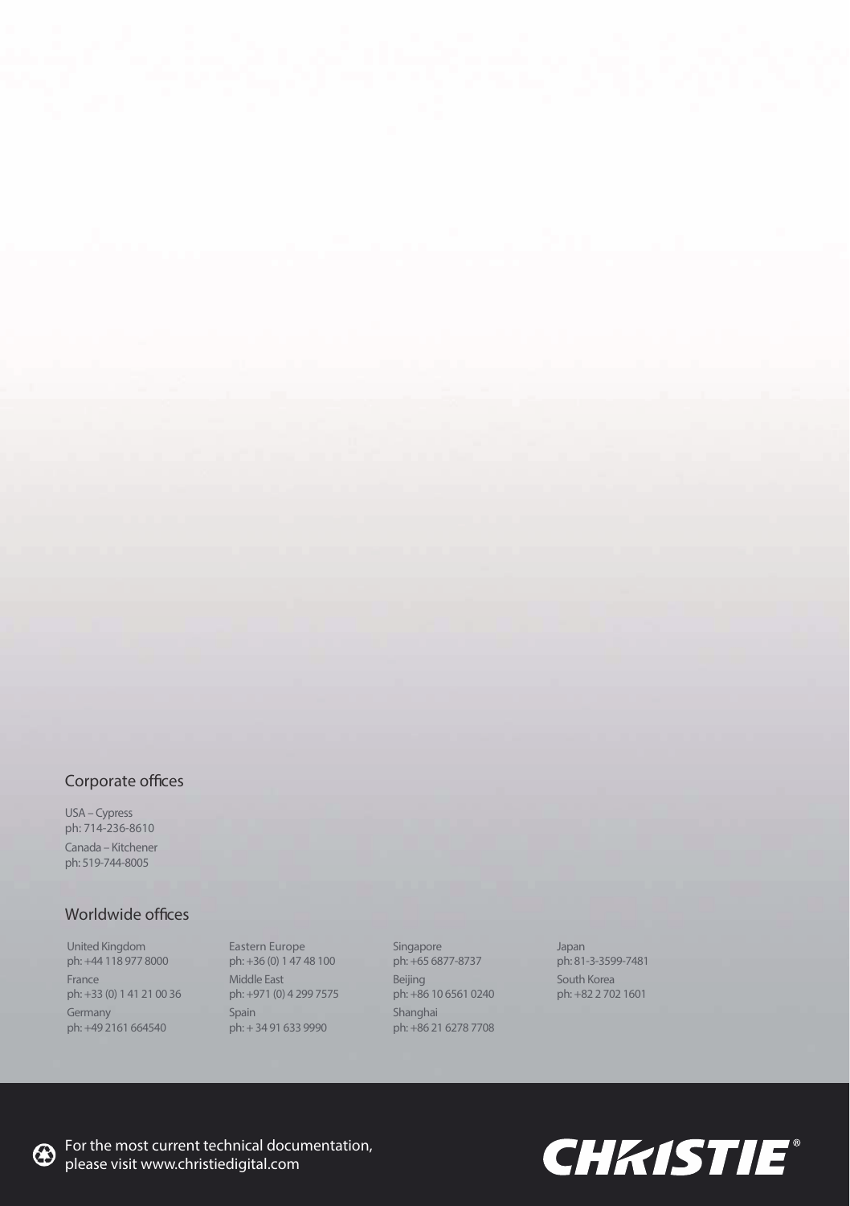## Corporate offices

USA – Cypress
ph: 714-236-8610

Canada – Kitchener
ph: 519-744-8005

## Worldwide offices

United Kingdom
ph: +44 118 977 8000

France
ph: +33 (0) 1 41 21 00 36

Germany
ph: +49 2161 664540

Eastern Europe
ph: +36 (0) 1 47 48 100

Middle East
ph: +971 (0) 4 299 7575

Spain
ph: + 34 91 633 9990

Singapore
ph: +65 6877-8737

Beijing
ph: +86 10 6561 0240

Shanghai
ph: +86 21 6278 7708

Japan
ph: 81-3-3599-7481

South Korea
ph: +82 2 702 1601

For the most current technical documentation, please visit www.christiedigital.com

CHRISTIE®